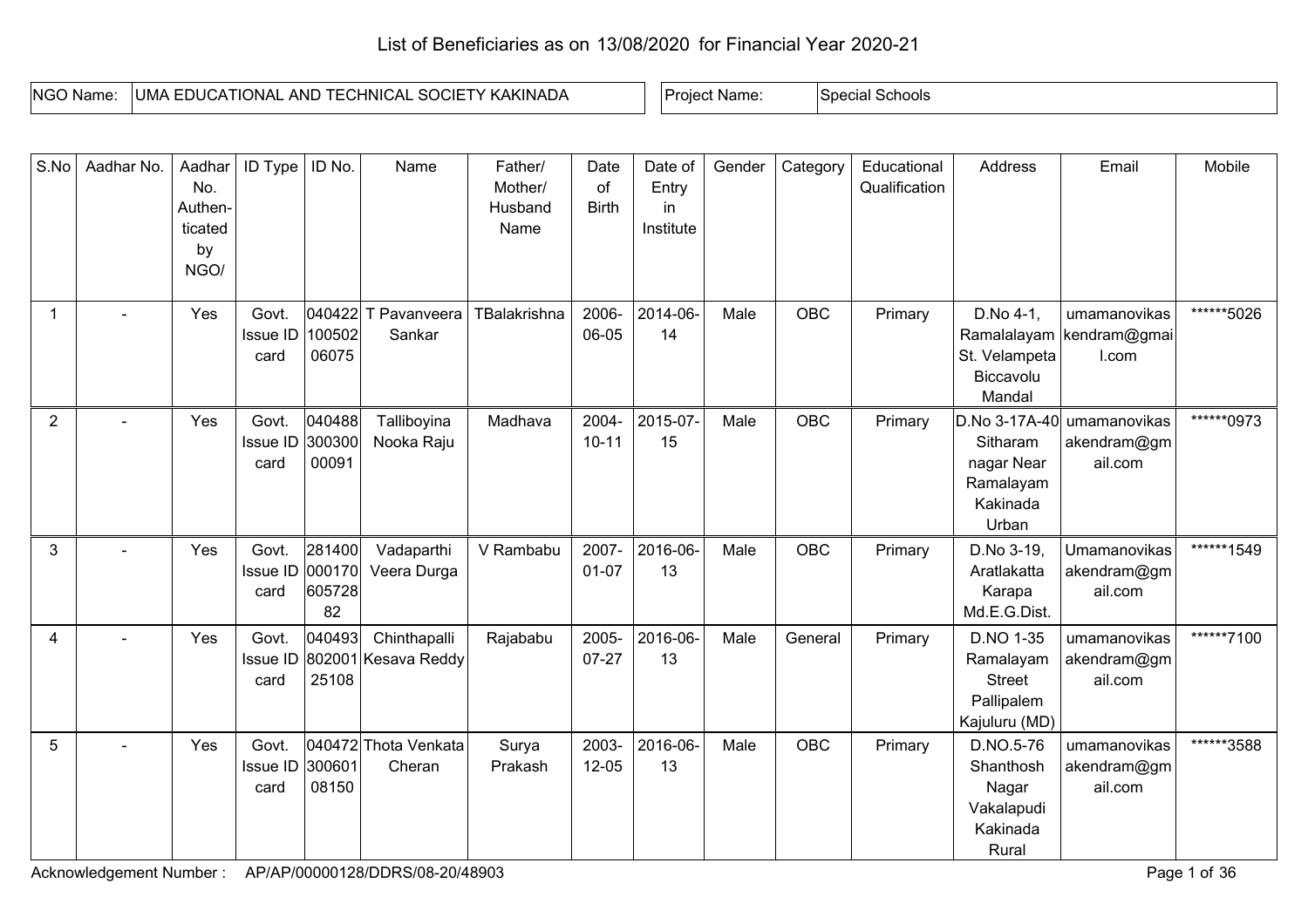# List of Beneficiaries as on 13/08/2020 for Financial Year 2020-21

| NGO Name: | UMA EDUCATIONAL AND TECHNICAL SOCIETY KAKINADA | Project Name: | Special Schools |
|---|---|---|---|

| S.No | Aadhar No. | Aadhar No. Authen-ticated by NGO/ | ID Type | ID No. | Name | Father/ Mother/ Husband Name | Date of Birth | Date of Entry in Institute | Gender | Category | Educational Qualification | Address | Email | Mobile |
|---|---|---|---|---|---|---|---|---|---|---|---|---|---|---|
| 1 | - | Yes | Govt. Issue ID card | 04042210050206075 | T Pavanveera Sankar | TBalakrishna | 2006-06-05 | 2014-06-14 | Male | OBC | Primary | D.No 4-1, Ramalalayam St. Velampeta Biccavolu Mandal | umamanovikaskendram@gmail.com | ******5026 |
| 2 | - | Yes | Govt. Issue ID card | 04048830030000091 | Talliboyina Nooka Raju | Madhava | 2004-10-11 | 2015-07-15 | Male | OBC | Primary | D.No 3-17A-40 Sitharam nagar Near Ramalayam Kakinada Urban | umamanovikasakendram@gmail.com | ******0973 |
| 3 | - | Yes | Govt. Issue ID card | 28140000017060572882 | Vadaparthi Veera Durga | V Rambabu | 2007-01-07 | 2016-06-13 | Male | OBC | Primary | D.No 3-19, Aratlakatta Karapa Md.E.G.Dist. | Umamanovikasakendram@gmail.com | ******1549 |
| 4 | - | Yes | Govt. Issue ID card | 04049380200125108 | Chinthapalli Kesava Reddy | Rajababu | 2005-07-27 | 2016-06-13 | Male | General | Primary | D.NO 1-35 Ramalayam Street Pallipalem Kajuluru (MD) | umamanovikasakendram@gmail.com | ******7100 |
| 5 | - | Yes | Govt. Issue ID card | 04047230060108150 | Thota Venkata Cheran | Surya Prakash | 2003-12-05 | 2016-06-13 | Male | OBC | Primary | D.NO.5-76 Shanthosh Nagar Vakalapudi Kakinada Rural | umamanovikasakendram@gmail.com | ******3588 |

Acknowledgement Number : AP/AP/00000128/DDRS/08-20/48903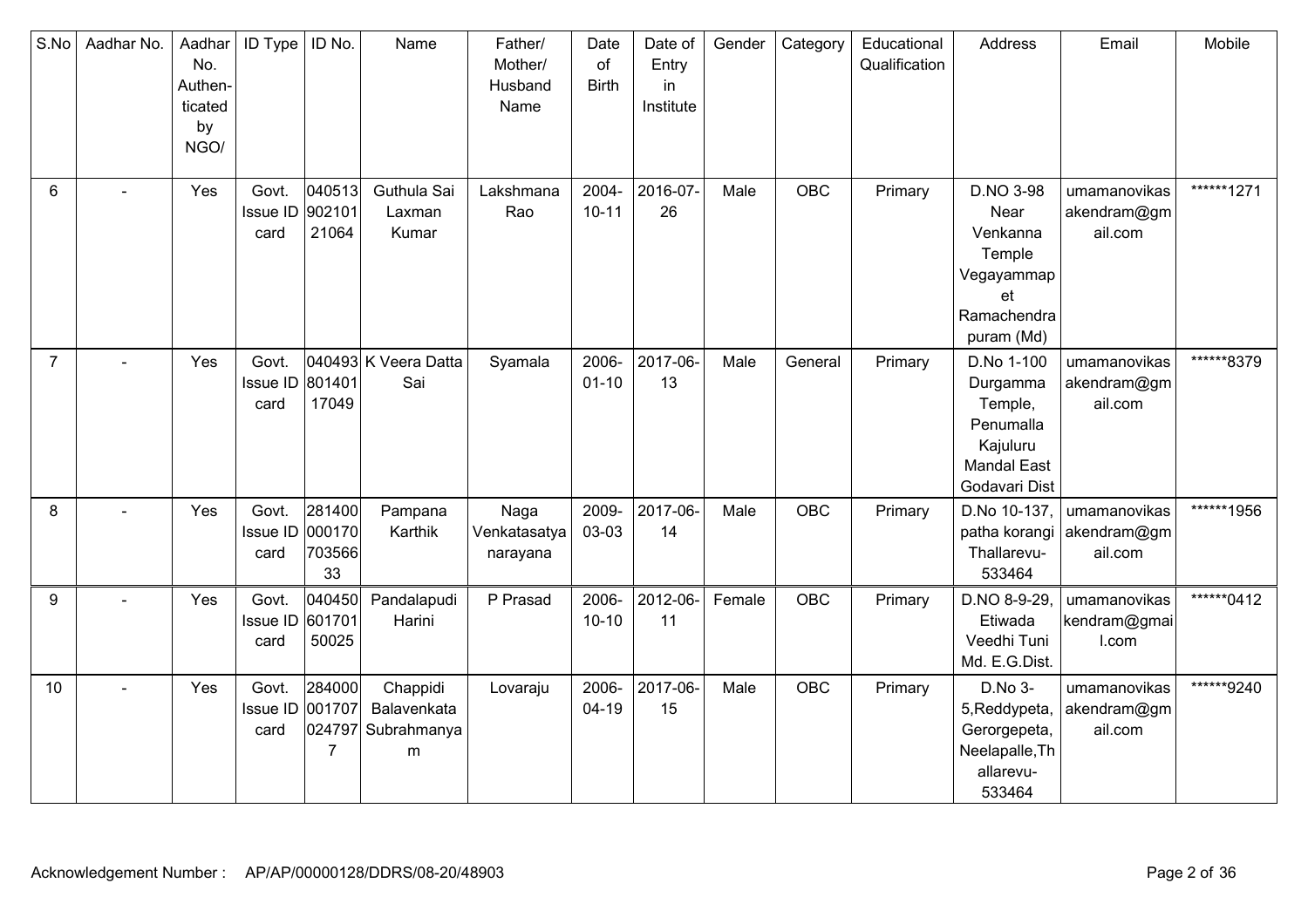| S.No | Aadhar No. | Aadhar No. Authen-ticated by NGO/ | ID Type | ID No. | Name | Father/ Mother/ Husband Name | Date of Birth | Date of Entry in Institute | Gender | Category | Educational Qualification | Address | Email | Mobile |
|---|---|---|---|---|---|---|---|---|---|---|---|---|---|---|
| 6 | - | Yes | Govt. Issue ID card | 04051390210121064 | Guthula Sai Laxman Kumar | Lakshmana Rao | 2004-10-11 | 2016-07-26 | Male | OBC | Primary | D.NO 3-98 Near Venkanna Temple Vegayammapet Ramachendrapuram (Md) | umamanovikasakendram@gmail.com | ******1271 |
| 7 | - | Yes | Govt. Issue ID card | 04049380140117049 | K Veera Datta Sai | Syamala | 2006-01-10 | 2017-06-13 | Male | General | Primary | D.No 1-100 Durgamma Temple, Penumalla Kajuluru Mandal East Godavari Dist | umamanovikasakendram@gmail.com | ******8379 |
| 8 | - | Yes | Govt. Issue ID card | 28140000017070356633 | Pampana Karthik | Naga Venkatasatyanarayana | 2009-03-03 | 2017-06-14 | Male | OBC | Primary | D.No 10-137, patha korangi Thallarevu-533464 | umamanovikasakendram@gmail.com | ******1956 |
| 9 | - | Yes | Govt. Issue ID card | 04045060170150025 | Pandalapudi Harini | P Prasad | 2006-10-10 | 2012-06-11 | Female | OBC | Primary | D.NO 8-9-29, Etiwada Veedhi Tuni Md. E.G.Dist. | umamanovikaskendram@gmail.com | ******0412 |
| 10 | - | Yes | Govt. Issue ID card | 2840000017070247977 | Chappidi Balavenkata Subrahmanyam | Lovaraju | 2006-04-19 | 2017-06-15 | Male | OBC | Primary | D.No 3-5,Reddypeta, Gerorgepeta, Neelapalle,Thallarevu-533464 | umamanovikasakendram@gmail.com | ******9240 |

Acknowledgement Number : AP/AP/00000128/DDRS/08-20/48903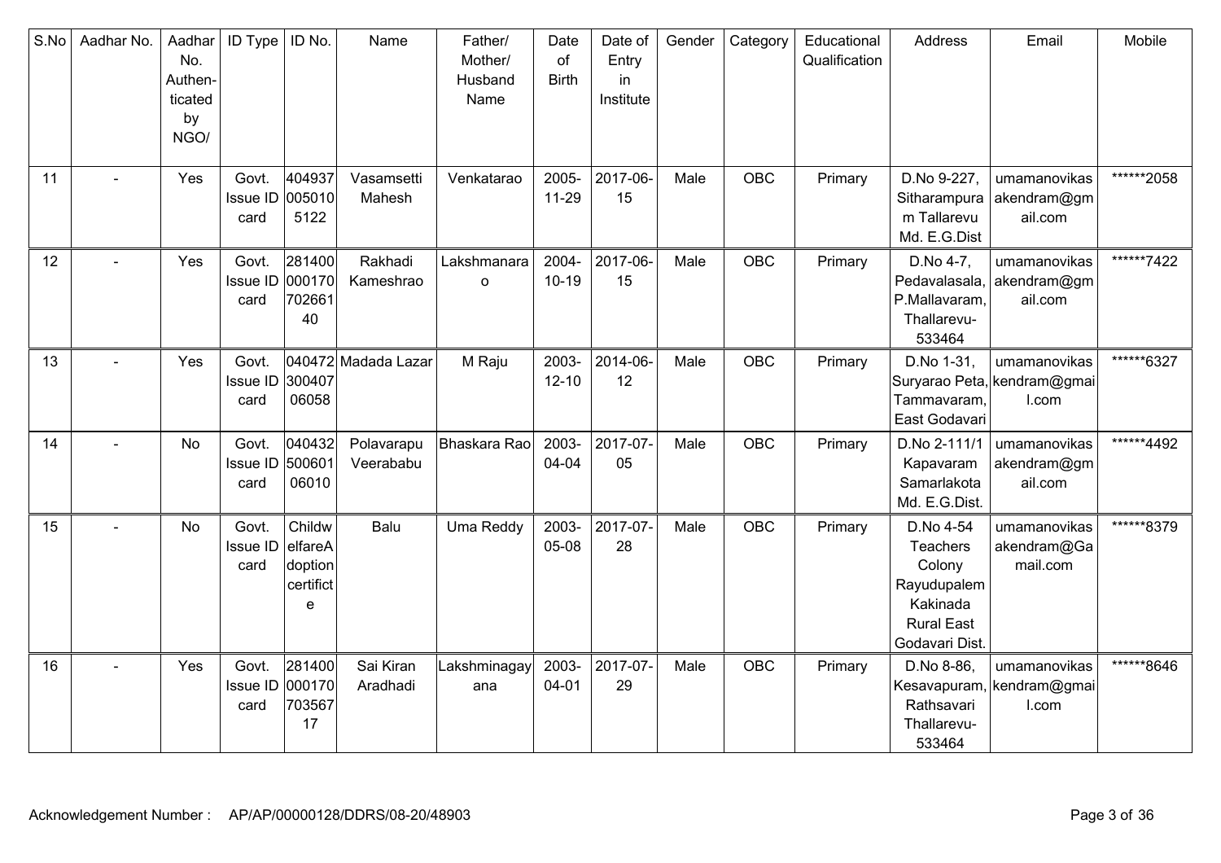| S.No | Aadhar No. | Aadhar No. Authen-ticated by NGO/ | ID Type | ID No. | Name | Father/ Mother/ Husband Name | Date of Birth | Date of Entry in Institute | Gender | Category | Educational Qualification | Address | Email | Mobile |
|---|---|---|---|---|---|---|---|---|---|---|---|---|---|---|
| 11 | - | Yes | Govt. Issue ID card | 4049370050105122 | Vasamsetti Mahesh | Venkatarao | 2005-11-29 | 2017-06-15 | Male | OBC | Primary | D.No 9-227, Sitharampuram Tallarevu Md. E.G.Dist | umamanovikasakendram@gmail.com | ******2058 |
| 12 | - | Yes | Govt. Issue ID card | 28140000017070266140 | Rakhadi Kameshrao | Lakshmanarao | 2004-10-19 | 2017-06-15 | Male | OBC | Primary | D.No 4-7, Pedavalasala, P.Mallavaram, Thallarevu-533464 | umamanovikasakendram@gmail.com | ******7422 |
| 13 | - | Yes | Govt. Issue ID card | 04047230040706058 | Madada Lazar | M Raju | 2003-12-10 | 2014-06-12 | Male | OBC | Primary | D.No 1-31, Suryarao Peta, Tammavaram, East Godavari | umamanovikaskendram@gmail.com | ******6327 |
| 14 | - | No | Govt. Issue ID card | 04043250060106010 | Polavarapu Veerababu | Bhaskara Rao | 2003-04-04 | 2017-07-05 | Male | OBC | Primary | D.No 2-111/1 Kapavaram Samarlakota Md. E.G.Dist. | umamanovikasakendram@gmail.com | ******4492 |
| 15 | - | No | Govt. Issue ID card | ChildwelfareAdoption certificate | Balu | Uma Reddy | 2003-05-08 | 2017-07-28 | Male | OBC | Primary | D.No 4-54 Teachers Colony Rayudupalem Kakinada Rural East Godavari Dist. | umamanovikasakendram@Gamail.com | ******8379 |
| 16 | - | Yes | Govt. Issue ID card | 28140000017070356717 | Sai Kiran Aradhadi | Lakshminagayana | 2003-04-01 | 2017-07-29 | Male | OBC | Primary | D.No 8-86, Kesavapuram, Rathsavari Thallarevu-533464 | umamanovikaskendram@gmail.com | ******8646 |

Acknowledgement Number : AP/AP/00000128/DDRS/08-20/48903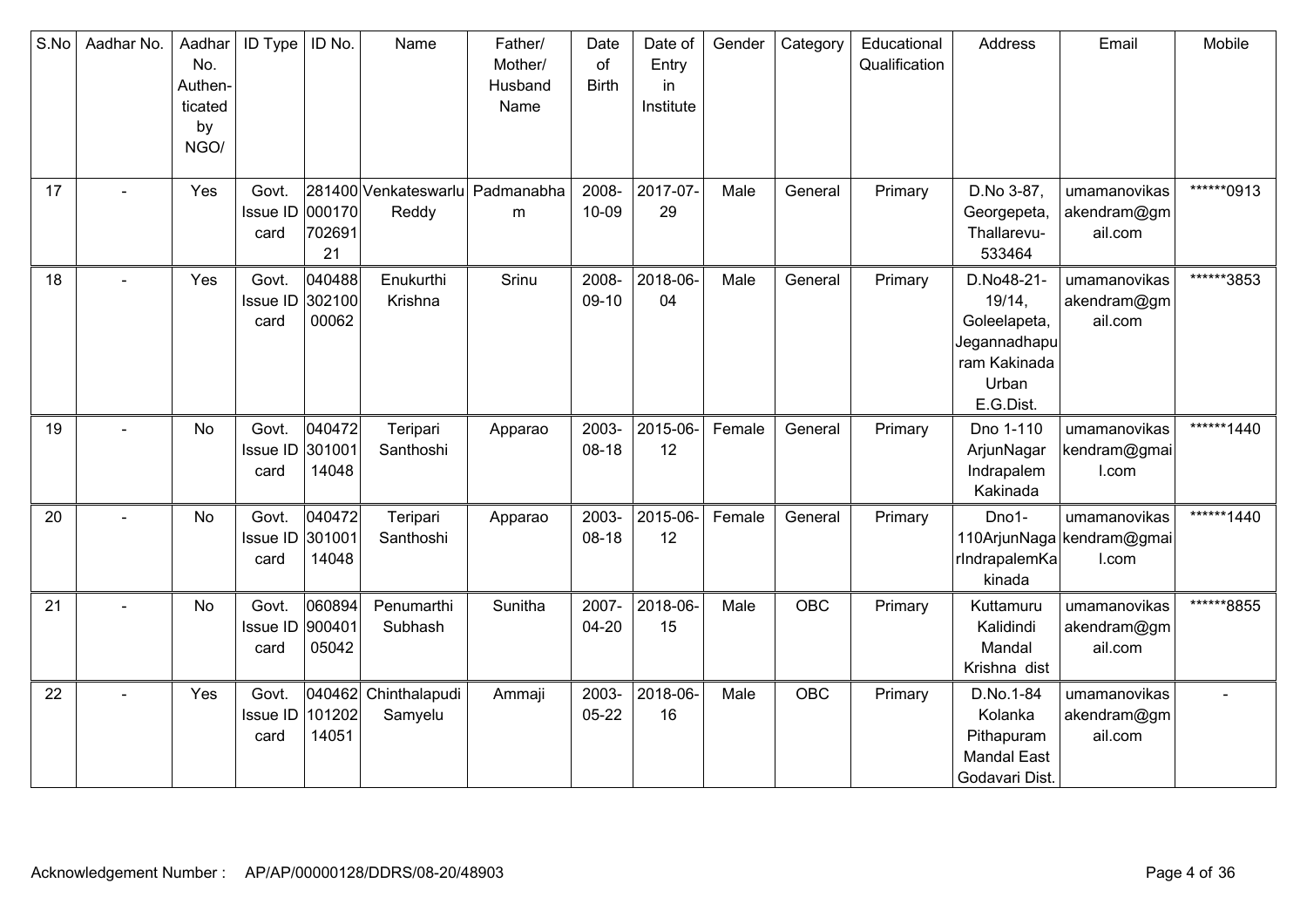| S.No | Aadhar No. | Aadhar No. Authen-ticated by NGO/ | ID Type | ID No. | Name | Father/ Mother/ Husband Name | Date of Birth | Date of Entry in Institute | Gender | Category | Educational Qualification | Address | Email | Mobile |
|---|---|---|---|---|---|---|---|---|---|---|---|---|---|---|
| 17 | - | Yes | Govt. Issue ID card | 28140000017070269121 | Venkateswarlu Reddy | Padmanabham | 2008-10-09 | 2017-07-29 | Male | General | Primary | D.No 3-87, Georgepeta, Thallarevu-533464 | umamanovikasakendram@gmail.com | ******0913 |
| 18 | - | Yes | Govt. Issue ID card | 04048830210000062 | Enukurthi Krishna | Srinu | 2008-09-10 | 2018-06-04 | Male | General | Primary | D.No48-21-19/14, Goleelapeta, Jegannadhapuram Kakinada Urban E.G.Dist. | umamanovikasakendram@gmail.com | ******3853 |
| 19 | - | No | Govt. Issue ID card | 04047230100114048 | Teripari Santhoshi | Apparao | 2003-08-18 | 2015-06-12 | Female | General | Primary | Dno 1-110 ArjunNagar Indrapalem Kakinada | umamanovikaskendram@gmail.com | ******1440 |
| 20 | - | No | Govt. Issue ID card | 04047230100114048 | Teripari Santhoshi | Apparao | 2003-08-18 | 2015-06-12 | Female | General | Primary | Dno1-110ArjunNagarIndrapalemKakinada | umamanovikaskendram@gmail.com | ******1440 |
| 21 | - | No | Govt. Issue ID card | 06089490040105042 | Penumarthi Subhash | Sunitha | 2007-04-20 | 2018-06-15 | Male | OBC | Primary | Kuttamuru Kalidindi Mandal Krishna dist | umamanovikasakendram@gmail.com | ******8855 |
| 22 | - | Yes | Govt. Issue ID card | 04046210120214051 | Chinthalapudi Samyelu | Ammaji | 2003-05-22 | 2018-06-16 | Male | OBC | Primary | D.No.1-84 Kolanka Pithapuram Mandal East Godavari Dist. | umamanovikasakendram@gmail.com | - |

Acknowledgement Number : AP/AP/00000128/DDRS/08-20/48903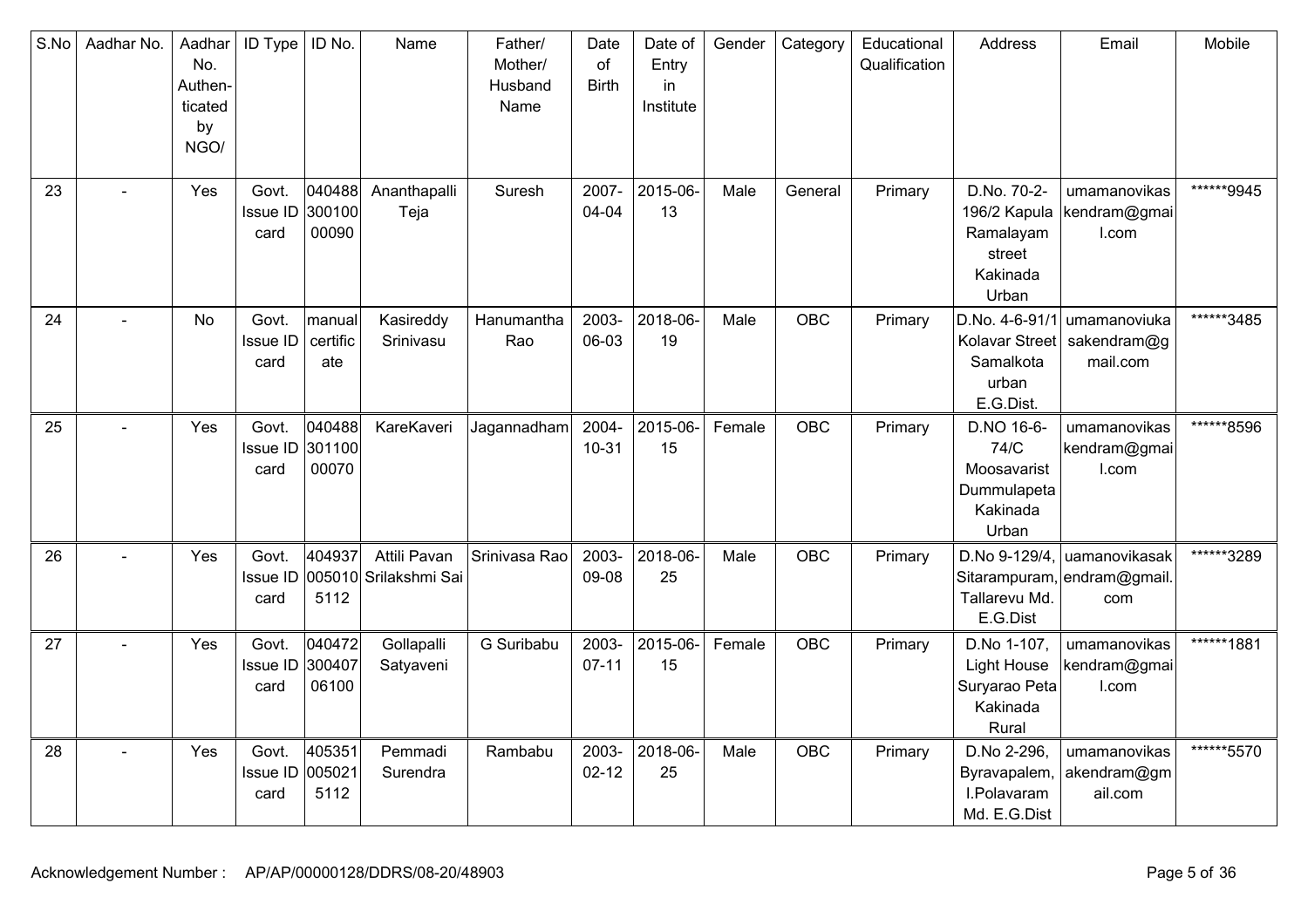| S.No | Aadhar No. | Aadhar No. Authen-ticated by NGO/ | ID Type | ID No. | Name | Father/ Mother/ Husband Name | Date of Birth | Date of Entry in Institute | Gender | Category | Educational Qualification | Address | Email | Mobile |
|---|---|---|---|---|---|---|---|---|---|---|---|---|---|---|
| 23 | - | Yes | Govt. Issue ID card | 04048830010000090 | Ananthapalli Teja | Suresh | 2007-04-04 | 2015-06-13 | Male | General | Primary | D.No. 70-2-196/2 Kapula Ramalayam street Kakinada Urban | umamanovikaskendram@gmail.com | ******9945 |
| 24 | - | No | Govt. Issue ID card | manual certificate | Kasireddy Srinivasu | Hanumantha Rao | 2003-06-03 | 2018-06-19 | Male | OBC | Primary | D.No. 4-6-91/1 Kolavar Street Samalkota urban E.G.Dist. | umamanoviukasakendram@gmail.com | ******3485 |
| 25 | - | Yes | Govt. Issue ID card | 04048830110000070 | KareKaveri | Jagannadham | 2004-10-31 | 2015-06-15 | Female | OBC | Primary | D.NO 16-6-74/C Moosavarist Dummulapeta Kakinada Urban | umamanovikaskendram@gmail.com | ******8596 |
| 26 | - | Yes | Govt. Issue ID card | 4049370050105112 | Attili Pavan Srilakshmi Sai | Srinivasa Rao | 2003-09-08 | 2018-06-25 | Male | OBC | Primary | D.No 9-129/4, Sitarampuram, Tallarevu Md. E.G.Dist | uamanovikasakendram@gmail.com | ******3289 |
| 27 | - | Yes | Govt. Issue ID card | 04047230040706100 | Gollapalli Satyaveni | G Suribabu | 2003-07-11 | 2015-06-15 | Female | OBC | Primary | D.No 1-107, Light House Suryarao Peta Kakinada Rural | umamanovikaskendram@gmail.com | ******1881 |
| 28 | - | Yes | Govt. Issue ID card | 4053510050215112 | Pemmadi Surendra | Rambabu | 2003-02-12 | 2018-06-25 | Male | OBC | Primary | D.No 2-296, Byravapalem, I.Polavaram Md. E.G.Dist | umamanovikasakendram@gmail.com | ******5570 |

Acknowledgement Number : AP/AP/00000128/DDRS/08-20/48903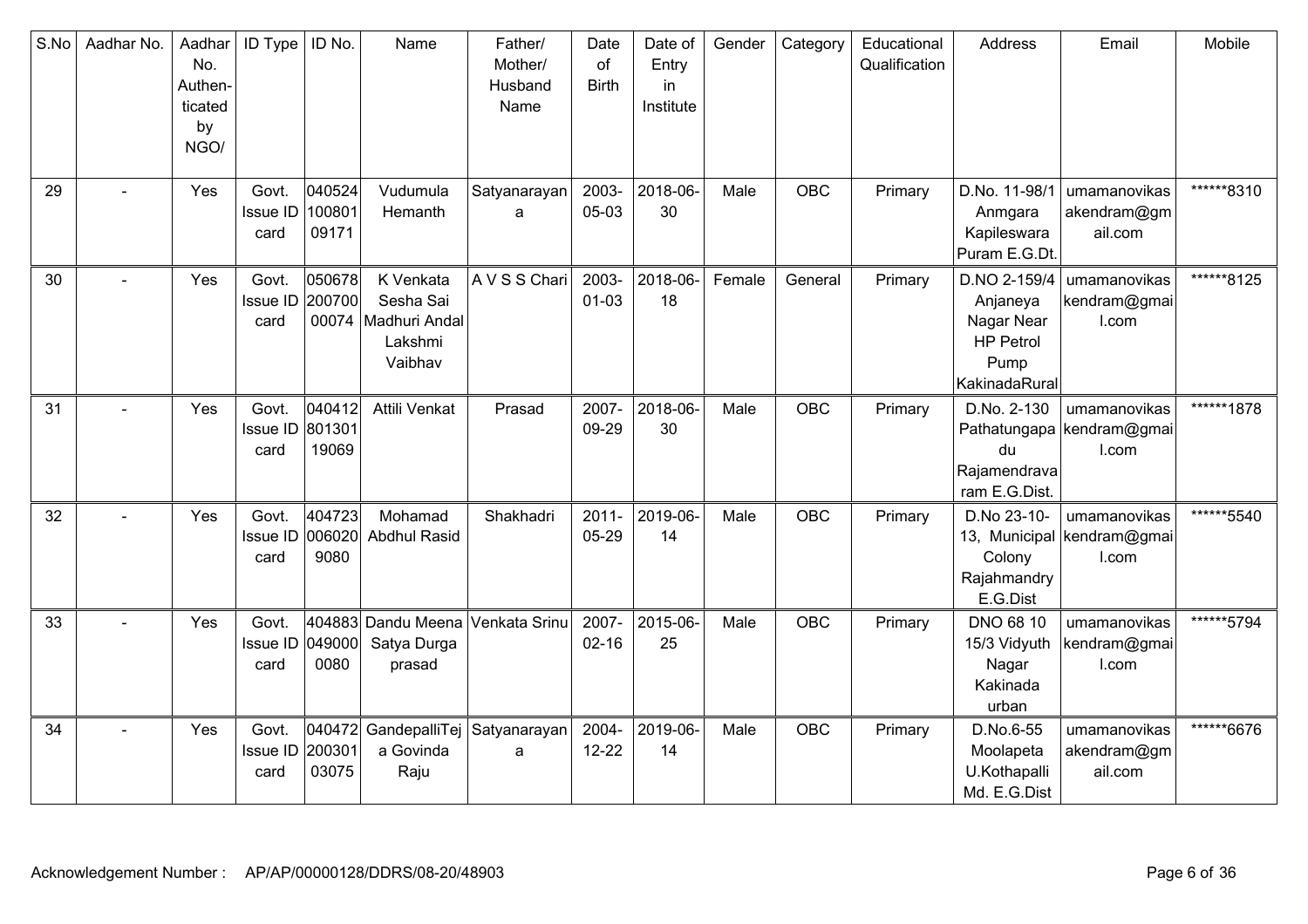| S.No | Aadhar No. | Aadhar No. Authen- ticated by NGO/ | ID Type | ID No. | Name | Father/ Mother/ Husband Name | Date of Birth | Date of Entry in Institute | Gender | Category | Educational Qualification | Address | Email | Mobile |
|---|---|---|---|---|---|---|---|---|---|---|---|---|---|---|
| 29 | - | Yes | Govt. Issue ID card | 04052410080109171 | Vudumula Hemanth | Satyanarayana | 2003-05-03 | 2018-06-30 | Male | OBC | Primary | D.No. 11-98/1 Anmgara Kapileswara Puram E.G.Dt. | umamanovikasakendram@gmail.com | ******8310 |
| 30 | - | Yes | Govt. Issue ID card | 05067820070000074 | K Venkata Sesha Sai Madhuri Andal Lakshmi Vaibhav | A V S S Chari | 2003-01-03 | 2018-06-18 | Female | General | Primary | D.NO 2-159/4 Anjaneya Nagar Near HP Petrol Pump KakinadaRural | umamanovikaskendram@gmail.com | ******8125 |
| 31 | - | Yes | Govt. Issue ID card | 04041280130119069 | Attili Venkat | Prasad | 2007-09-29 | 2018-06-30 | Male | OBC | Primary | D.No. 2-130 Pathatungapadu Rajamendravaram E.G.Dist. | umamanovikaskendram@gmail.com | ******1878 |
| 32 | - | Yes | Govt. Issue ID card | 4047230060209080 | Mohamad Abdhul Rasid | Shakhadri | 2011-05-29 | 2019-06-14 | Male | OBC | Primary | D.No 23-10-13, Municipal Colony Rajahmandry E.G.Dist | umamanovikaskendram@gmail.com | ******5540 |
| 33 | - | Yes | Govt. Issue ID card | 4048830490000080 | Dandu Meena Satya Durga prasad | Venkata Srinu | 2007-02-16 | 2015-06-25 | Male | OBC | Primary | DNO 68 10 15/3 Vidyuth Nagar Kakinada urban | umamanovikaskendram@gmail.com | ******5794 |
| 34 | - | Yes | Govt. Issue ID card | 04047220030103075 | GandepalliTeja Govinda Raju | Satyanarayana | 2004-12-22 | 2019-06-14 | Male | OBC | Primary | D.No.6-55 Moolapeta U.Kothapalli Md. E.G.Dist | umamanovikasakendram@gmail.com | ******6676 |

Acknowledgement Number : AP/AP/00000128/DDRS/08-20/48903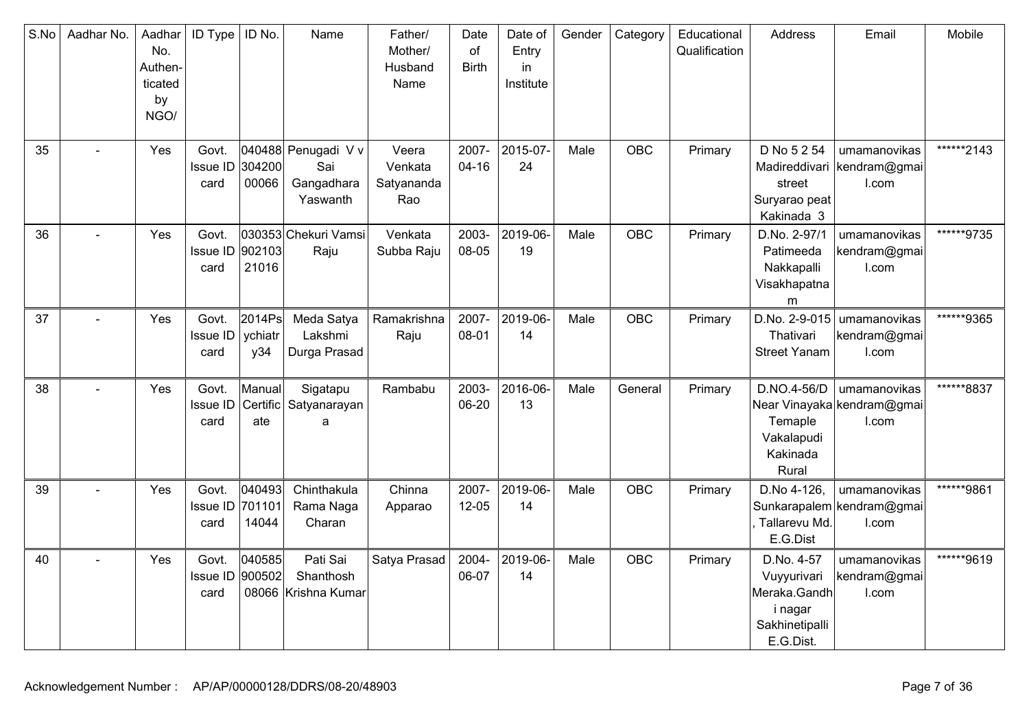| S.No | Aadhar No. | Aadhar No. Authen-ticated by NGO/ | ID Type | ID No. | Name | Father/ Mother/ Husband Name | Date of Birth | Date of Entry in Institute | Gender | Category | Educational Qualification | Address | Email | Mobile |
|---|---|---|---|---|---|---|---|---|---|---|---|---|---|---|
| 35 | - | Yes | Govt. Issue ID card | 04048830420000066 | Penugadi V v Sai Gangadhara Yaswanth | Veera Venkata Satyananda Rao | 2007-04-16 | 2015-07-24 | Male | OBC | Primary | D No 5 2 54 Madireddivari street Suryarao peat Kakinada 3 | umamanovikaskendram@gmail.com | ******2143 |
| 36 | - | Yes | Govt. Issue ID card | 03035390210321016 | Chekuri Vamsi Raju | Venkata Subba Raju | 2003-08-05 | 2019-06-19 | Male | OBC | Primary | D.No. 2-97/1 Patimeeda Nakkapalli Visakhapatnam | umamanovikaskendram@gmail.com | ******9735 |
| 37 | - | Yes | Govt. Issue ID card | 2014Psychiatry34 | Meda Satya Lakshmi Durga Prasad | Ramakrishna Raju | 2007-08-01 | 2019-06-14 | Male | OBC | Primary | D.No. 2-9-015 Thativari Street Yanam | umamanovikaskendram@gmail.com | ******9365 |
| 38 | - | Yes | Govt. Issue ID card | Manual Certificate | Sigatapu Satyanarayana | Rambabu | 2003-06-20 | 2016-06-13 | Male | General | Primary | D.NO.4-56/D Near Vinayaka Temaple Vakalapudi Kakinada Rural | umamanovikaskendram@gmail.com | ******8837 |
| 39 | - | Yes | Govt. Issue ID card | 04049370110114044 | Chinthakula Rama Naga Charan | Chinna Apparao | 2007-12-05 | 2019-06-14 | Male | OBC | Primary | D.No 4-126, Sunkarapalem, Tallarevu Md. E.G.Dist | umamanovikaskendram@gmail.com | ******9861 |
| 40 | - | Yes | Govt. Issue ID card | 04058590050208066 | Pati Sai Shanthosh Krishna Kumar | Satya Prasad | 2004-06-07 | 2019-06-14 | Male | OBC | Primary | D.No. 4-57 Vuyyurivari Meraka.Gandhi nagar Sakhinetipalli E.G.Dist. | umamanovikaskendram@gmail.com | ******9619 |

Acknowledgement Number : AP/AP/00000128/DDRS/08-20/48903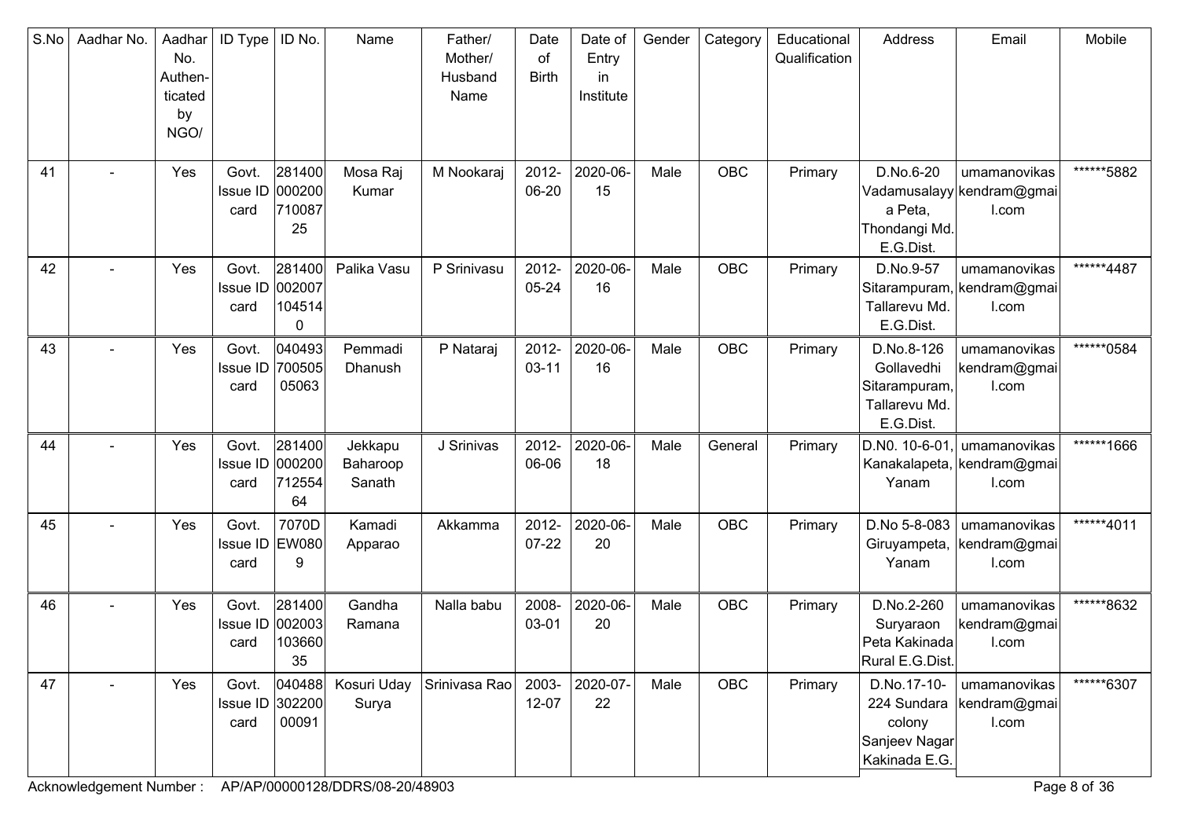| S.No | Aadhar No. | Aadhar No. Authen-ticated by NGO/ | ID Type | ID No. | Name | Father/ Mother/ Husband Name | Date of Birth | Date of Entry in Institute | Gender | Category | Educational Qualification | Address | Email | Mobile |
|---|---|---|---|---|---|---|---|---|---|---|---|---|---|---|
| 41 | - | Yes | Govt. Issue ID card | 28140000020071008725 | Mosa Raj Kumar | M Nookaraj | 2012-06-20 | 2020-06-15 | Male | OBC | Primary | D.No.6-20 Vadamusalayya Peta, Thondangi Md. E.G.Dist. | umamanovikaskendram@gmail.com | ******5882 |
| 42 | - | Yes | Govt. Issue ID card | 2814000020071045140 | Palika Vasu | P Srinivasu | 2012-05-24 | 2020-06-16 | Male | OBC | Primary | D.No.9-57 Sitarampuram, Tallarevu Md. E.G.Dist. | umamanovikaskendram@gmail.com | ******4487 |
| 43 | - | Yes | Govt. Issue ID card | 04049370050505063 | Pemmadi Dhanush | P Nataraj | 2012-03-11 | 2020-06-16 | Male | OBC | Primary | D.No.8-126 Gollavedhi Sitarampuram, Tallarevu Md. E.G.Dist. | umamanovikaskendram@gmail.com | ******0584 |
| 44 | - | Yes | Govt. Issue ID card | 28140000020071255464 | Jekkapu Baharoop Sanath | J Srinivas | 2012-06-06 | 2020-06-18 | Male | General | Primary | D.N0. 10-6-01, Kanakalapeta, Yanam | umamanovikaskendram@gmail.com | ******1666 |
| 45 | - | Yes | Govt. Issue ID card | 7070DEW0809 | Kamadi Apparao | Akkamma | 2012-07-22 | 2020-06-20 | Male | OBC | Primary | D.No 5-8-083 Giruyampeta, Yanam | umamanovikaskendram@gmail.com | ******4011 |
| 46 | - | Yes | Govt. Issue ID card | 28140000200310366035 | Gandha Ramana | Nalla babu | 2008-03-01 | 2020-06-20 | Male | OBC | Primary | D.No.2-260 Suryaraon Peta Kakinada Rural E.G.Dist. | umamanovikaskendram@gmail.com | ******8632 |
| 47 | - | Yes | Govt. Issue ID card | 04048830220000091 | Kosuri Uday Surya | Srinivasa Rao | 2003-12-07 | 2020-07-22 | Male | OBC | Primary | D.No.17-10-224 Sundara colony Sanjeev Nagar Kakinada E.G. | umamanovikaskendram@gmail.com | ******6307 |

Acknowledgement Number : AP/AP/00000128/DDRS/08-20/48903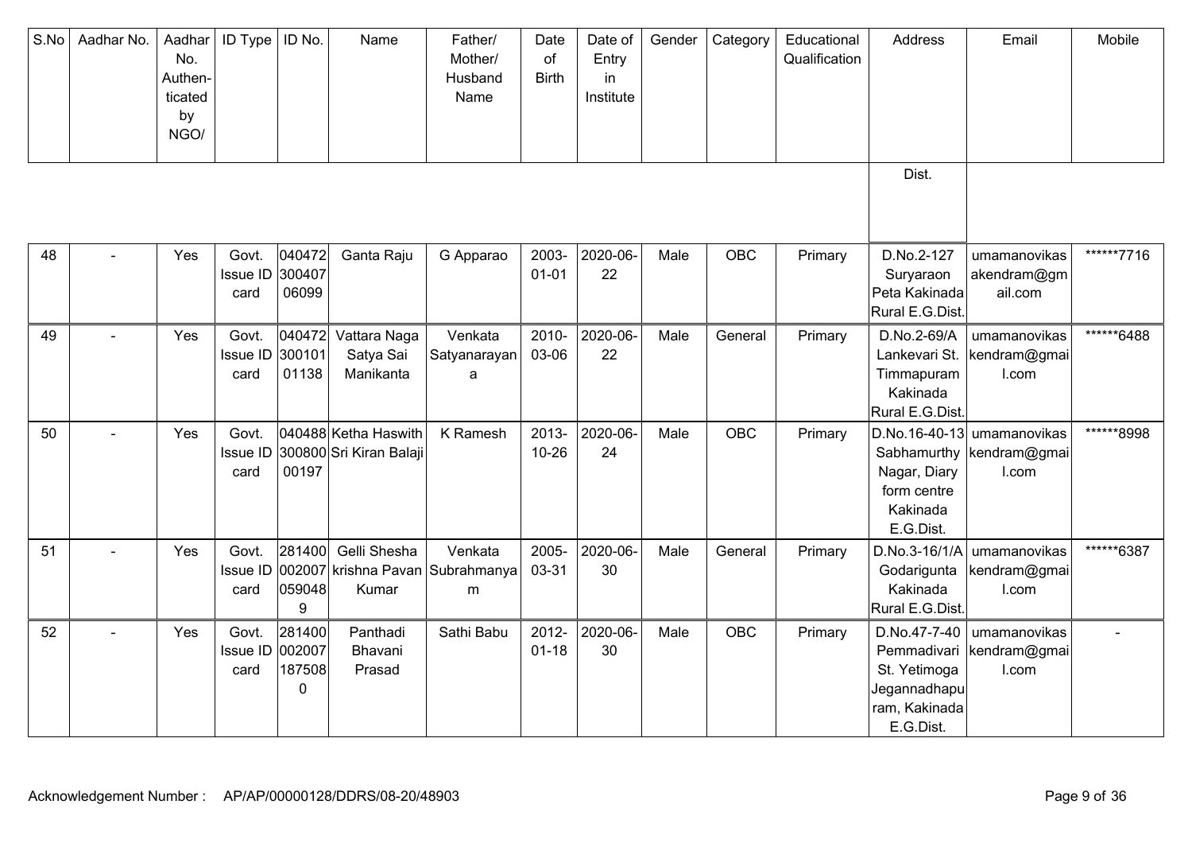| S.No | Aadhar No. | Aadhar No. Authen-ticated by NGO/ | ID Type | ID No. | Name | Father/ Mother/ Husband Name | Date of Birth | Date of Entry in Institute | Gender | Category | Educational Qualification | Address Dist. | Email | Mobile |
|---|---|---|---|---|---|---|---|---|---|---|---|---|---|---|
| 48 | - | Yes | Govt. Issue ID card | 04047230040706099 | Ganta Raju | G Apparao | 2003-01-01 | 2020-06-22 | Male | OBC | Primary | D.No.2-127 Suryaraon Peta Kakinada Rural E.G.Dist. | umamanovikasakendram@gmail.com | ******7716 |
| 49 | - | Yes | Govt. Issue ID card | 04047230010101138 | Vattara Naga Satya Sai Manikanta | Venkata Satyanarayana | 2010-03-06 | 2020-06-22 | Male | General | Primary | D.No.2-69/A Lankevari St. Timmapuram Kakinada Rural E.G.Dist. | umamanovikaskendram@gmail.com | ******6488 |
| 50 | - | Yes | Govt. Issue ID card | 04048830080000197 | Ketha Haswith Sri Kiran Balaji | K Ramesh | 2013-10-26 | 2020-06-24 | Male | OBC | Primary | D.No.16-40-13 Sabhamurthy Nagar, Diary form centre Kakinada E.G.Dist. | umamanovikaskendram@gmail.com | ******8998 |
| 51 | - | Yes | Govt. Issue ID card | 2814000020070590489 | Gelli Shesha krishna Pavan Kumar | Venkata Subrahmanyam | 2005-03-31 | 2020-06-30 | Male | General | Primary | D.No.3-16/1/A Godarigunta Kakinada Rural E.G.Dist. | umamanovikaskendram@gmail.com | ******6387 |
| 52 | - | Yes | Govt. Issue ID card | 2814000020071875080 | Panthadi Bhavani Prasad | Sathi Babu | 2012-01-18 | 2020-06-30 | Male | OBC | Primary | D.No.47-7-40 Pemmadivari St. Yetimoga Jegannadhapuram, Kakinada E.G.Dist. | umamanovikaskendram@gmail.com | - |

Acknowledgement Number : AP/AP/00000128/DDRS/08-20/48903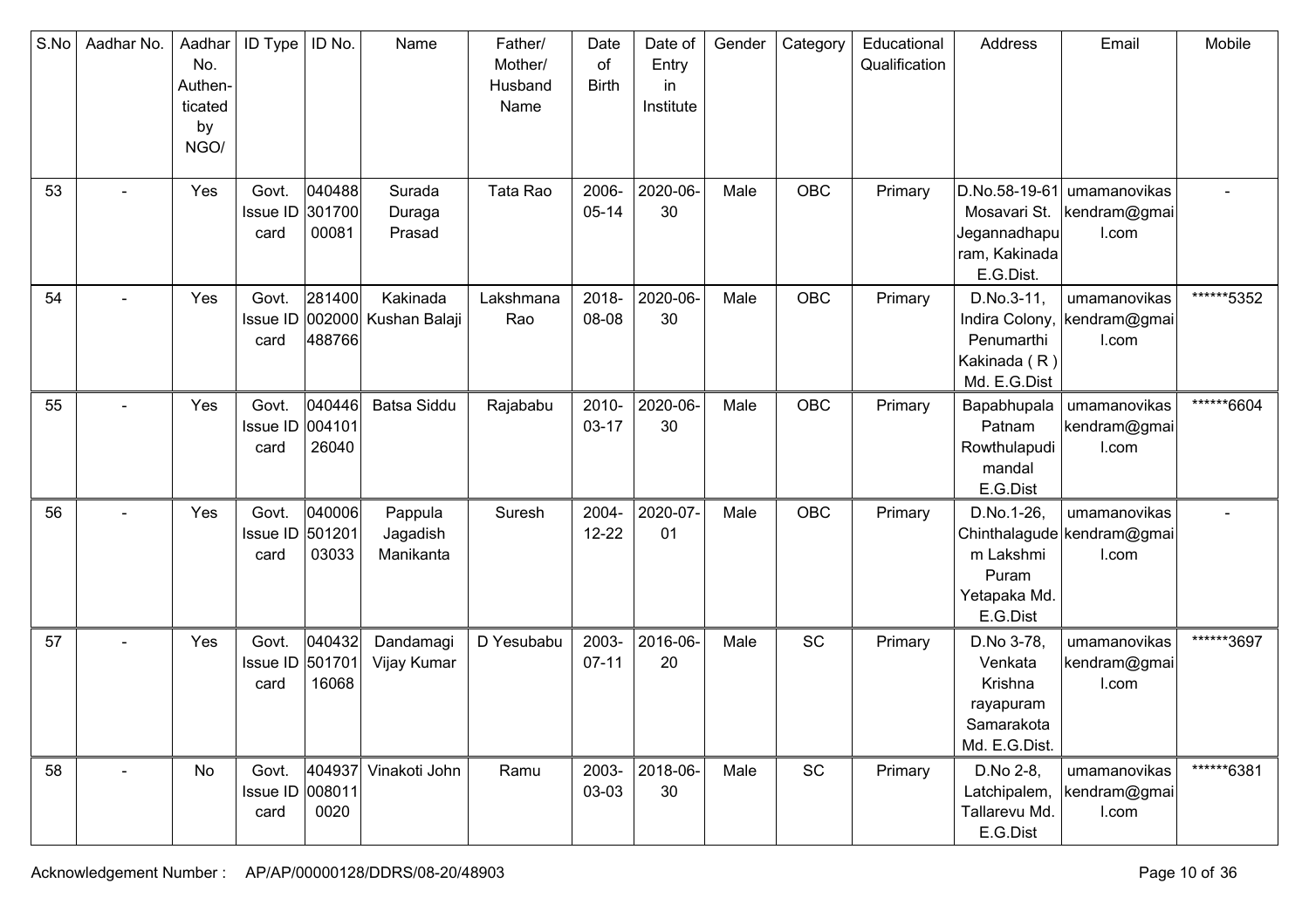| S.No | Aadhar No. | Aadhar No. Authen- ticated by NGO/ | ID Type | ID No. | Name | Father/ Mother/ Husband Name | Date of Birth | Date of Entry in Institute | Gender | Category | Educational Qualification | Address | Email | Mobile |
|---|---|---|---|---|---|---|---|---|---|---|---|---|---|---|
| 53 | - | Yes | Govt. Issue ID card | 04048830170000081 | Surada Duraga Prasad | Tata Rao | 2006-05-14 | 2020-06-30 | Male | OBC | Primary | D.No.58-19-61 Mosavari St. Jegannadhapuram, Kakinada E.G.Dist. | umamanovikaskendram@gmail.com | - |
| 54 | - | Yes | Govt. Issue ID card | 281400002000488766 | Kakinada Kushan Balaji | Lakshmana Rao | 2018-08-08 | 2020-06-30 | Male | OBC | Primary | D.No.3-11, Indira Colony, Penumarthi Kakinada ( R ) Md. E.G.Dist | umamanovikaskendram@gmail.com | ******5352 |
| 55 | - | Yes | Govt. Issue ID card | 04044600410126040 | Batsa Siddu | Rajababu | 2010-03-17 | 2020-06-30 | Male | OBC | Primary | Bapabhupala Patnam Rowthulapudi mandal E.G.Dist | umamanovikaskendram@gmail.com | ******6604 |
| 56 | - | Yes | Govt. Issue ID card | 04000650120103033 | Pappula Jagadish Manikanta | Suresh | 2004-12-22 | 2020-07-01 | Male | OBC | Primary | D.No.1-26, Chinthalagudem Lakshmi Puram Yetapaka Md. E.G.Dist | umamanovikaskendram@gmail.com | - |
| 57 | - | Yes | Govt. Issue ID card | 04043250170116068 | Dandamagi Vijay Kumar | D Yesubabu | 2003-07-11 | 2016-06-20 | Male | SC | Primary | D.No 3-78, Venkata Krishna rayapuram Samarakota Md. E.G.Dist. | umamanovikaskendram@gmail.com | ******3697 |
| 58 | - | No | Govt. Issue ID card | 4049370080110020 | Vinakoti John | Ramu | 2003-03-03 | 2018-06-30 | Male | SC | Primary | D.No 2-8, Latchipalem, Tallarevu Md. E.G.Dist | umamanovikaskendram@gmail.com | ******6381 |

Acknowledgement Number : AP/AP/00000128/DDRS/08-20/48903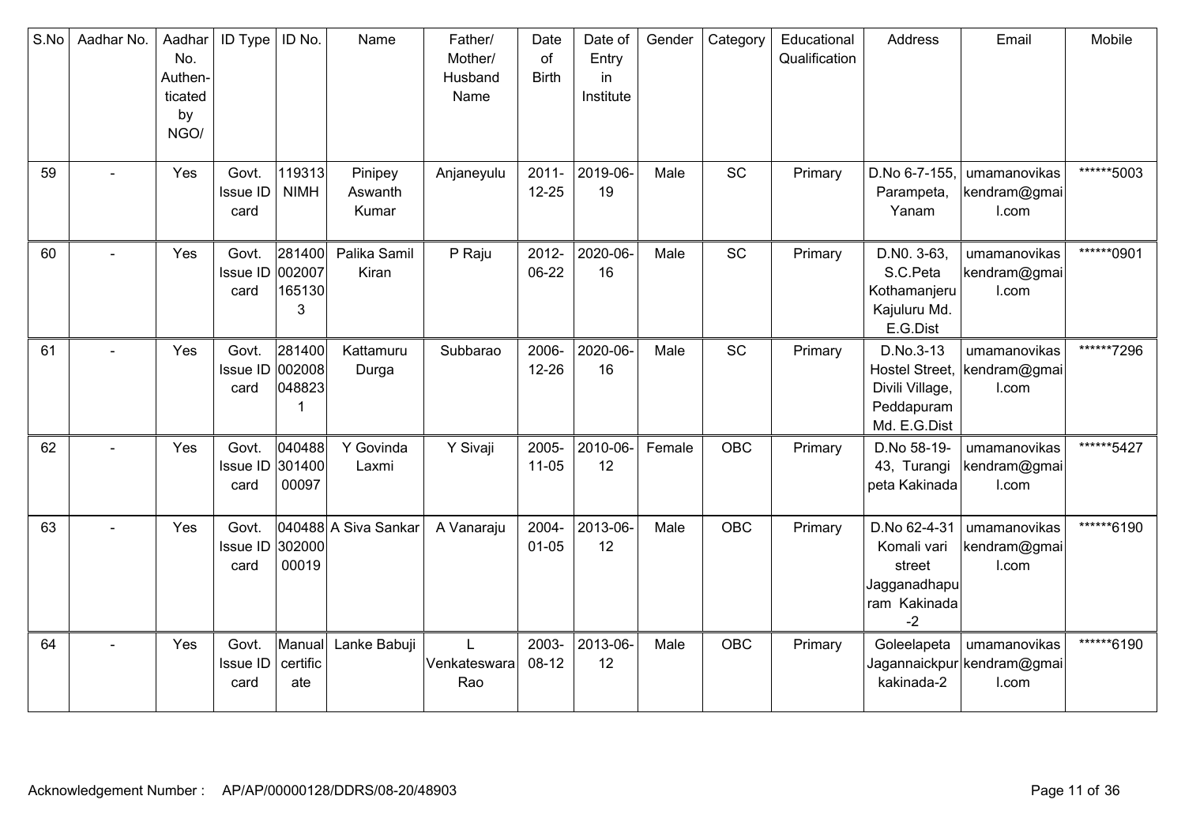| S.No | Aadhar No. | Aadhar No. Authen-ticated by NGO/ | ID Type | ID No. | Name | Father/ Mother/ Husband Name | Date of Birth | Date of Entry in Institute | Gender | Category | Educational Qualification | Address | Email | Mobile |
|---|---|---|---|---|---|---|---|---|---|---|---|---|---|---|
| 59 | - | Yes | Govt. Issue ID card | 119313 NIMH | Pinipey Aswanth Kumar | Anjaneyulu | 2011-12-25 | 2019-06-19 | Male | SC | Primary | D.No 6-7-155, Parampeta, Yanam | umamanovikaskendram@gmail.com | ******5003 |
| 60 | - | Yes | Govt. Issue ID card | 2814000020071651303 | Palika Samil Kiran | P Raju | 2012-06-22 | 2020-06-16 | Male | SC | Primary | D.N0. 3-63, S.C.Peta Kothamanjeru Kajuluru Md. E.G.Dist | umamanovikaskendram@gmail.com | ******0901 |
| 61 | - | Yes | Govt. Issue ID card | 2814000020080488231 | Kattamuru Durga | Subbarao | 2006-12-26 | 2020-06-16 | Male | SC | Primary | D.No.3-13 Hostel Street, Divili Village, Peddapuram Md. E.G.Dist | umamanovikaskendram@gmail.com | ******7296 |
| 62 | - | Yes | Govt. Issue ID card | 04048830140000097 | Y Govinda Laxmi | Y Sivaji | 2005-11-05 | 2010-06-12 | Female | OBC | Primary | D.No 58-19-43, Turangi peta Kakinada | umamanovikaskendram@gmail.com | ******5427 |
| 63 | - | Yes | Govt. Issue ID card | 04048830200000019 | A Siva Sankar | A Vanaraju | 2004-01-05 | 2013-06-12 | Male | OBC | Primary | D.No 62-4-31 Komali vari street Jagganadhapuram Kakinada -2 | umamanovikaskendram@gmail.com | ******6190 |
| 64 | - | Yes | Govt. Issue ID card | Manual certificate | Lanke Babuji | L Venkateswara Rao | 2003-08-12 | 2013-06-12 | Male | OBC | Primary | Goleelapeta Jagannaickpur kakinada-2 | umamanovikaskendram@gmail.com | ******6190 |

Acknowledgement Number : AP/AP/00000128/DDRS/08-20/48903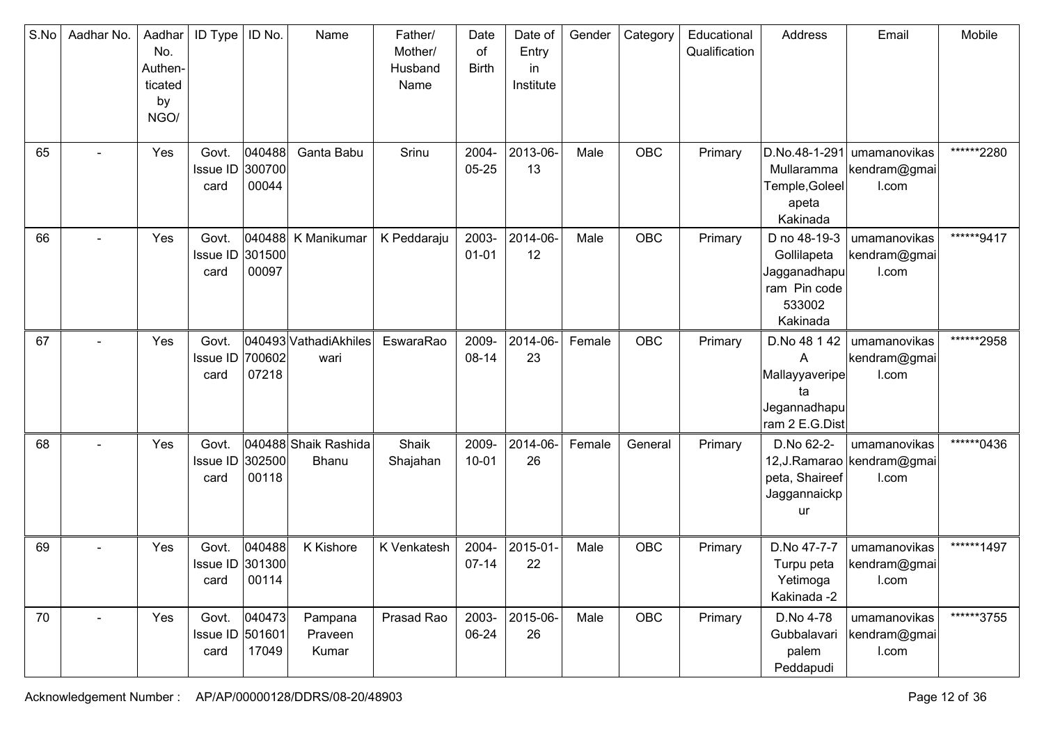| S.No | Aadhar No. | Aadhar No. Authen-ticated by NGO/ | ID Type | ID No. | Name | Father/ Mother/ Husband Name | Date of Birth | Date of Entry in Institute | Gender | Category | Educational Qualification | Address | Email | Mobile |
|---|---|---|---|---|---|---|---|---|---|---|---|---|---|---|
| 65 | - | Yes | Govt. Issue ID card | 04048830070000044 | Ganta Babu | Srinu | 2004-05-25 | 2013-06-13 | Male | OBC | Primary | D.No.48-1-291 Mullaramma Temple,Goleelapeta Kakinada | umamanovikaskendram@gmail.com | ******2280 |
| 66 | - | Yes | Govt. Issue ID card | 04048830150000097 | K Manikumar | K Peddaraju | 2003-01-01 | 2014-06-12 | Male | OBC | Primary | D no 48-19-3 Gollilapeta Jagganadhapuram Pin code 533002 Kakinada | umamanovikaskendram@gmail.com | ******9417 |
| 67 | - | Yes | Govt. Issue ID card | 04049370060207218 | VathadiAkhileswari | EswaraRao | 2009-08-14 | 2014-06-23 | Female | OBC | Primary | D.No 48 1 42 A Mallayyaveripeta Jegannadhapuram 2 E.G.Dist | umamanovikaskendram@gmail.com | ******2958 |
| 68 | - | Yes | Govt. Issue ID card | 04048830250000118 | Shaik Rashida Bhanu | Shaik Shajahan | 2009-10-01 | 2014-06-26 | Female | General | Primary | D.No 62-2-12,J.Ramarao peta, Shaireef Jaggannaickpur | umamanovikaskendram@gmail.com | ******0436 |
| 69 | - | Yes | Govt. Issue ID card | 04048830130000114 | K Kishore | K Venkatesh | 2004-07-14 | 2015-01-22 | Male | OBC | Primary | D.No 47-7-7 Turpu peta Yetimoga Kakinada -2 | umamanovikaskendram@gmail.com | ******1497 |
| 70 | - | Yes | Govt. Issue ID card | 04047350160117049 | Pampana Praveen Kumar | Prasad Rao | 2003-06-24 | 2015-06-26 | Male | OBC | Primary | D.No 4-78 Gubbalavari palem Peddapudi | umamanovikaskendram@gmail.com | ******3755 |

Acknowledgement Number : AP/AP/00000128/DDRS/08-20/48903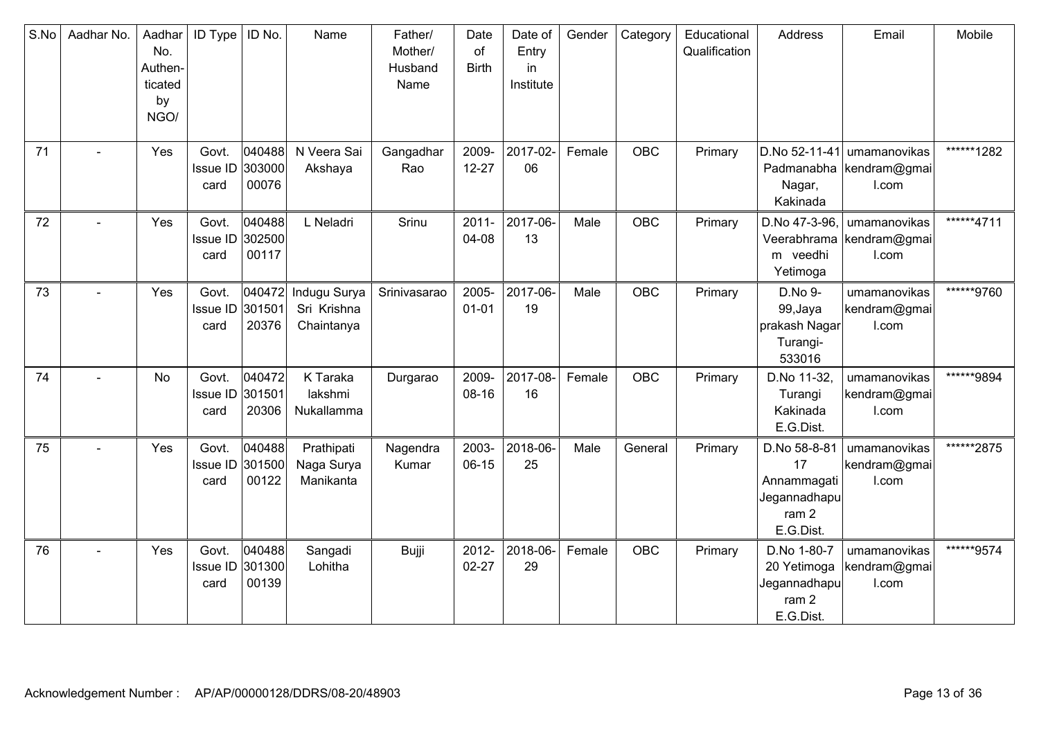| S.No | Aadhar No. | Aadhar No. Authen-ticated by NGO/ | ID Type | ID No. | Name | Father/ Mother/ Husband Name | Date of Birth | Date of Entry in Institute | Gender | Category | Educational Qualification | Address | Email | Mobile |
|---|---|---|---|---|---|---|---|---|---|---|---|---|---|---|
| 71 | - | Yes | Govt. Issue ID card | 04048830300000076 | N Veera Sai Akshaya | Gangadhar Rao | 2009-12-27 | 2017-02-06 | Female | OBC | Primary | D.No 52-11-41 Padmanabha Nagar, Kakinada | umamanovikaskendram@gmail.com | ******1282 |
| 72 | - | Yes | Govt. Issue ID card | 04048830250000117 | L Neladri | Srinu | 2011-04-08 | 2017-06-13 | Male | OBC | Primary | D.No 47-3-96, Veerabhramam veedhi Yetimoga | umamanovikaskendram@gmail.com | ******4711 |
| 73 | - | Yes | Govt. Issue ID card | 04047230150120376 | Indugu Surya Sri Krishna Chaintanya | Srinivasarao | 2005-01-01 | 2017-06-19 | Male | OBC | Primary | D.No 9-99,Jaya prakash Nagar Turangi-533016 | umamanovikaskendram@gmail.com | ******9760 |
| 74 | - | No | Govt. Issue ID card | 04047230150120306 | K Taraka lakshmi Nukallamma | Durgarao | 2009-08-16 | 2017-08-16 | Female | OBC | Primary | D.No 11-32, Turangi Kakinada E.G.Dist. | umamanovikaskendram@gmail.com | ******9894 |
| 75 | - | Yes | Govt. Issue ID card | 04048830150000122 | Prathipati Naga Surya Manikanta | Nagendra Kumar | 2003-06-15 | 2018-06-25 | Male | General | Primary | D.No 58-8-81 17 Annammagati Jegannadhapuram 2 E.G.Dist. | umamanovikaskendram@gmail.com | ******2875 |
| 76 | - | Yes | Govt. Issue ID card | 04048830130000139 | Sangadi Lohitha | Bujji | 2012-02-27 | 2018-06-29 | Female | OBC | Primary | D.No 1-80-7 20 Yetimoga Jegannadhapuram 2 E.G.Dist. | umamanovikaskendram@gmail.com | ******9574 |

Acknowledgement Number : AP/AP/00000128/DDRS/08-20/48903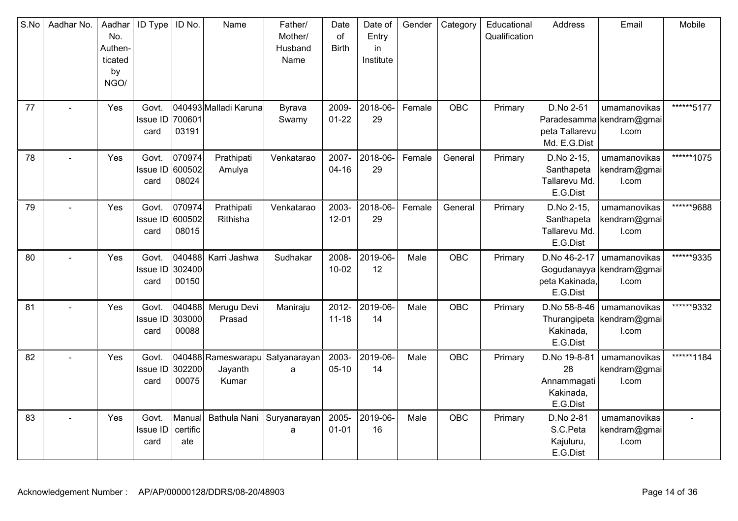| S.No | Aadhar No. | Aadhar No. Authen-ticated by NGO/ | ID Type | ID No. | Name | Father/ Mother/ Husband Name | Date of Birth | Date of Entry in Institute | Gender | Category | Educational Qualification | Address | Email | Mobile |
|---|---|---|---|---|---|---|---|---|---|---|---|---|---|---|
| 77 | - | Yes | Govt. Issue ID card | 04049370060103191 | Malladi Karuna | Byrava Swamy | 2009-01-22 | 2018-06-29 | Female | OBC | Primary | D.No 2-51 Paradesammapeta Tallarevu Md. E.G.Dist | umamanovikaskendram@gmail.com | ******5177 |
| 78 | - | Yes | Govt. Issue ID card | 07097460050208024 | Prathipati Amulya | Venkatarao | 2007-04-16 | 2018-06-29 | Female | General | Primary | D.No 2-15, Santhapeta Tallarevu Md. E.G.Dist | umamanovikaskendram@gmail.com | ******1075 |
| 79 | - | Yes | Govt. Issue ID card | 07097460050208015 | Prathipati Rithisha | Venkatarao | 2003-12-01 | 2018-06-29 | Female | General | Primary | D.No 2-15, Santhapeta Tallarevu Md. E.G.Dist | umamanovikaskendram@gmail.com | ******9688 |
| 80 | - | Yes | Govt. Issue ID card | 04048830240000150 | Karri Jashwa | Sudhakar | 2008-10-02 | 2019-06-12 | Male | OBC | Primary | D.No 46-2-17 Gogudanayyapeta Kakinada, E.G.Dist | umamanovikaskendram@gmail.com | ******9335 |
| 81 | - | Yes | Govt. Issue ID card | 04048830300000088 | Merugu Devi Prasad | Maniraju | 2012-11-18 | 2019-06-14 | Male | OBC | Primary | D.No 58-8-46 Thurangipeta Kakinada, E.G.Dist | umamanovikaskendram@gmail.com | ******9332 |
| 82 | - | Yes | Govt. Issue ID card | 04048830220000075 | Rameswarapu Jayanth Kumar | Satyanarayana | 2003-05-10 | 2019-06-14 | Male | OBC | Primary | D.No 19-8-8128 Annammagati Kakinada, E.G.Dist | umamanovikaskendram@gmail.com | ******1184 |
| 83 | - | Yes | Govt. Issue ID card | Manual certificate | Bathula Nani | Suryanarayana | 2005-01-01 | 2019-06-16 | Male | OBC | Primary | D.No 2-81 S.C.Peta Kajuluru, E.G.Dist | umamanovikaskendram@gmail.com | - |

Acknowledgement Number : AP/AP/00000128/DDRS/08-20/48903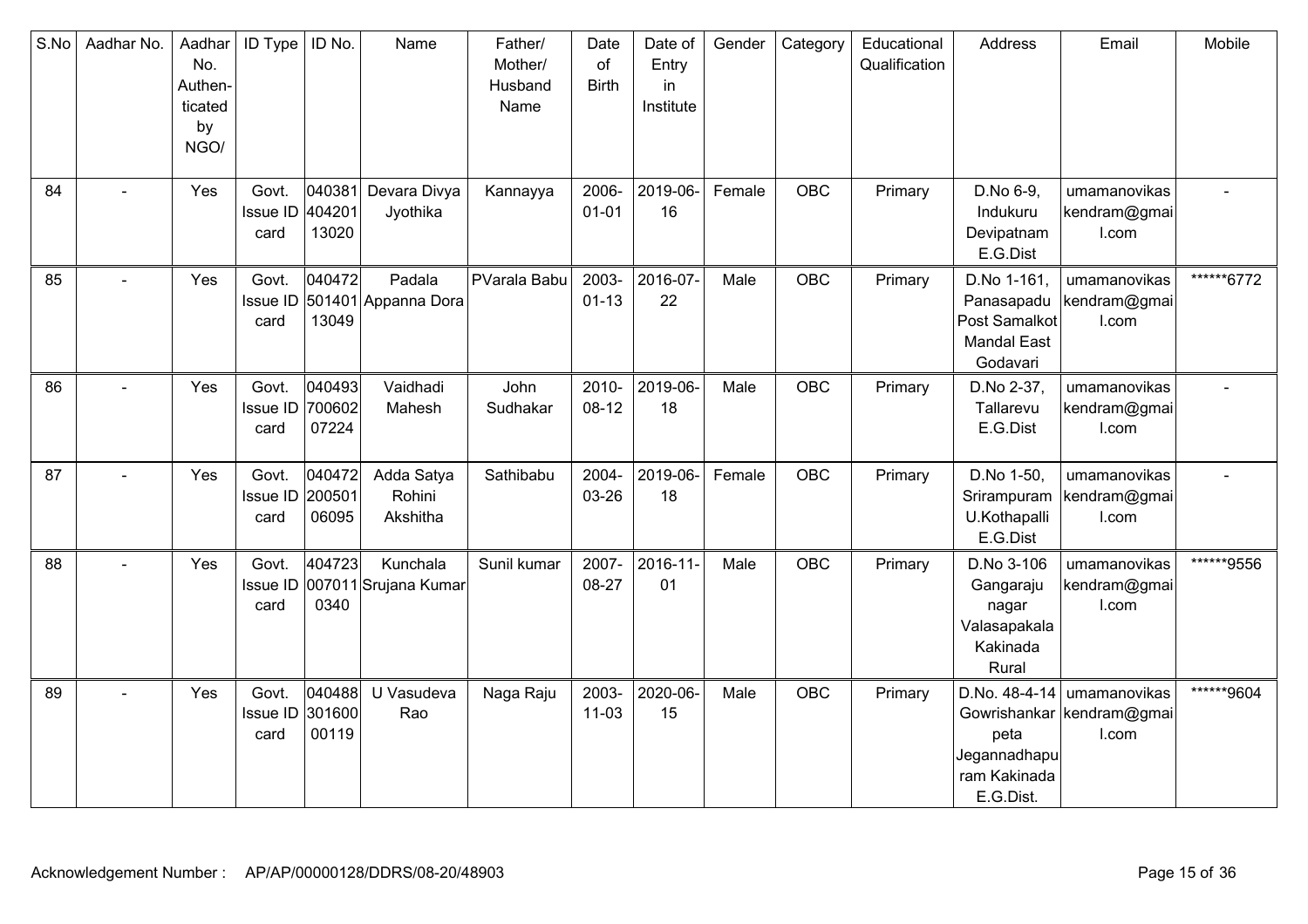| S.No | Aadhar No. | Aadhar No. Authen-ticated by NGO/ | ID Type | ID No. | Name | Father/ Mother/ Husband Name | Date of Birth | Date of Entry in Institute | Gender | Category | Educational Qualification | Address | Email | Mobile |
|---|---|---|---|---|---|---|---|---|---|---|---|---|---|---|
| 84 | - | Yes | Govt. Issue ID card | 04038140420113020 | Devara Divya Jyothika | Kannayya | 2006-01-01 | 2019-06-16 | Female | OBC | Primary | D.No 6-9, Indukuru Devipatnam E.G.Dist | umamanovikaskendram@gmail.com | - |
| 85 | - | Yes | Govt. Issue ID card | 04047250140113049 | Padala Appanna Dora | PVarala Babu | 2003-01-13 | 2016-07-22 | Male | OBC | Primary | D.No 1-161, Panasapadu Post Samalkot Mandal East Godavari | umamanovikaskendram@gmail.com | ******6772 |
| 86 | - | Yes | Govt. Issue ID card | 04049370060207224 | Vaidhadi Mahesh | John Sudhakar | 2010-08-12 | 2019-06-18 | Male | OBC | Primary | D.No 2-37, Tallarevu E.G.Dist | umamanovikaskendram@gmail.com | - |
| 87 | - | Yes | Govt. Issue ID card | 04047220050106095 | Adda Satya Rohini Akshitha | Sathibabu | 2004-03-26 | 2019-06-18 | Female | OBC | Primary | D.No 1-50, Srirampuram U.Kothapalli E.G.Dist | umamanovikaskendram@gmail.com | - |
| 88 | - | Yes | Govt. Issue ID card | 4047230070110340 | Kunchala Srujana Kumar | Sunil kumar | 2007-08-27 | 2016-11-01 | Male | OBC | Primary | D.No 3-106 Gangaraju nagar Valasapakala Kakinada Rural | umamanovikaskendram@gmail.com | ******9556 |
| 89 | - | Yes | Govt. Issue ID card | 04048830160000119 | U Vasudeva Rao | Naga Raju | 2003-11-03 | 2020-06-15 | Male | OBC | Primary | D.No. 48-4-14 Gowrishankar peta Jegannadhapuram Kakinada E.G.Dist. | umamanovikaskendram@gmail.com | ******9604 |

Acknowledgement Number : AP/AP/00000128/DDRS/08-20/48903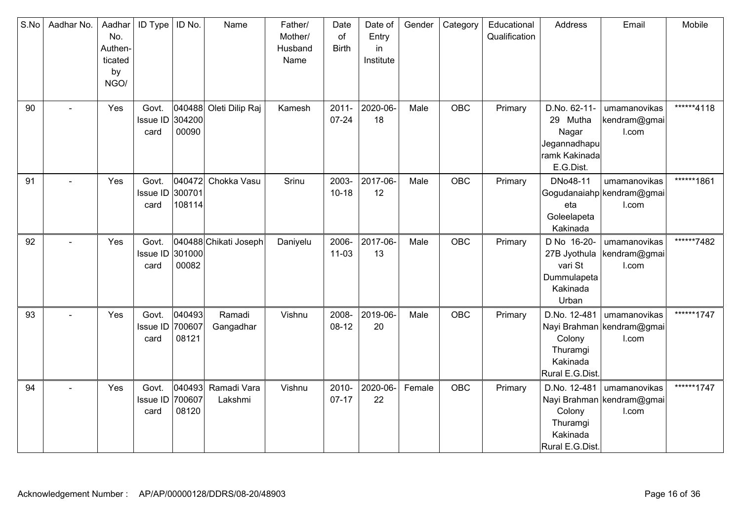| S.No | Aadhar No. | Aadhar No. Authen-ticated by NGO/ | ID Type | ID No. | Name | Father/ Mother/ Husband Name | Date of Birth | Date of Entry in Institute | Gender | Category | Educational Qualification | Address | Email | Mobile |
|---|---|---|---|---|---|---|---|---|---|---|---|---|---|---|
| 90 | - | Yes | Govt. Issue ID card | 04048830420000090 | Oleti Dilip Raj | Kamesh | 2011-07-24 | 2020-06-18 | Male | OBC | Primary | D.No. 62-11-29 Mutha Nagar Jegannadhapuramk Kakinada E.G.Dist. | umamanovikaskendram@gmail.com | ******4118 |
| 91 | - | Yes | Govt. Issue ID card | 040472300701108114 | Chokka Vasu | Srinu | 2003-10-18 | 2017-06-12 | Male | OBC | Primary | DNo48-11 Gogudanaiahpeta Goleelapeta Kakinada | umamanovikaskendram@gmail.com | ******1861 |
| 92 | - | Yes | Govt. Issue ID card | 04048830100000082 | Chikati Joseph | Daniyelu | 2006-11-03 | 2017-06-13 | Male | OBC | Primary | D No 16-20-27B Jyothula vari St Dummulapeta Kakinada Urban | umamanovikaskendram@gmail.com | ******7482 |
| 93 | - | Yes | Govt. Issue ID card | 04049370060708121 | Ramadi Gangadhar | Vishnu | 2008-08-12 | 2019-06-20 | Male | OBC | Primary | D.No. 12-481 Nayi Brahman Colony Thuramgi Kakinada Rural E.G.Dist. | umamanovikaskendram@gmail.com | ******1747 |
| 94 | - | Yes | Govt. Issue ID card | 04049370060708120 | Ramadi Vara Lakshmi | Vishnu | 2010-07-17 | 2020-06-22 | Female | OBC | Primary | D.No. 12-481 Nayi Brahman Colony Thuramgi Kakinada Rural E.G.Dist. | umamanovikaskendram@gmail.com | ******1747 |

Acknowledgement Number : AP/AP/00000128/DDRS/08-20/48903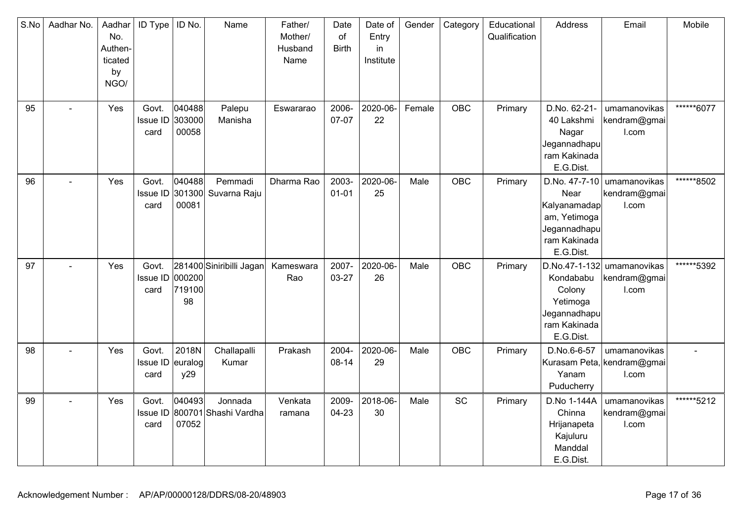| S.No | Aadhar No. | Aadhar No. Authen-ticated by NGO/ | ID Type | ID No. | Name | Father/ Mother/ Husband Name | Date of Birth | Date of Entry in Institute | Gender | Category | Educational Qualification | Address | Email | Mobile |
|---|---|---|---|---|---|---|---|---|---|---|---|---|---|---|
| 95 | - | Yes | Govt. Issue ID card | 04048830300000058 | Palepu Manisha | Eswararao | 2006-07-07 | 2020-06-22 | Female | OBC | Primary | D.No. 62-21-40 Lakshmi Nagar Jegannadhapuram Kakinada E.G.Dist. | umamanovikaskendram@gmail.com | ******6077 |
| 96 | - | Yes | Govt. Issue ID card | 04048830130000081 | Pemmadi Suvarna Raju | Dharma Rao | 2003-01-01 | 2020-06-25 | Male | OBC | Primary | D.No. 47-7-10 Near Kalyanamadapam, Yetimoga Jegannadhapuram Kakinada E.G.Dist. | umamanovikaskendram@gmail.com | ******8502 |
| 97 | - | Yes | Govt. Issue ID card | 28140000020071910098 | Siniribilli Jagan | Kameswara Rao | 2007-03-27 | 2020-06-26 | Male | OBC | Primary | D.No.47-1-132 Kondababu Colony Yetimoga Jegannadhapuram Kakinada E.G.Dist. | umamanovikaskendram@gmail.com | ******5392 |
| 98 | - | Yes | Govt. Issue ID card | 2018Neuralogy29 | Challapalli Kumar | Prakash | 2004-08-14 | 2020-06-29 | Male | OBC | Primary | D.No.6-6-57 Kurasam Peta, Yanam Puducherry | umamanovikaskendram@gmail.com | - |
| 99 | - | Yes | Govt. Issue ID card | 04049380070107052 | Jonnada Shashi Vardha | Venkata ramana | 2009-04-23 | 2018-06-30 | Male | SC | Primary | D.No 1-144A Chinna Hrijanapeta Kajuluru Manddal E.G.Dist. | umamanovikaskendram@gmail.com | ******5212 |

Acknowledgement Number : AP/AP/00000128/DDRS/08-20/48903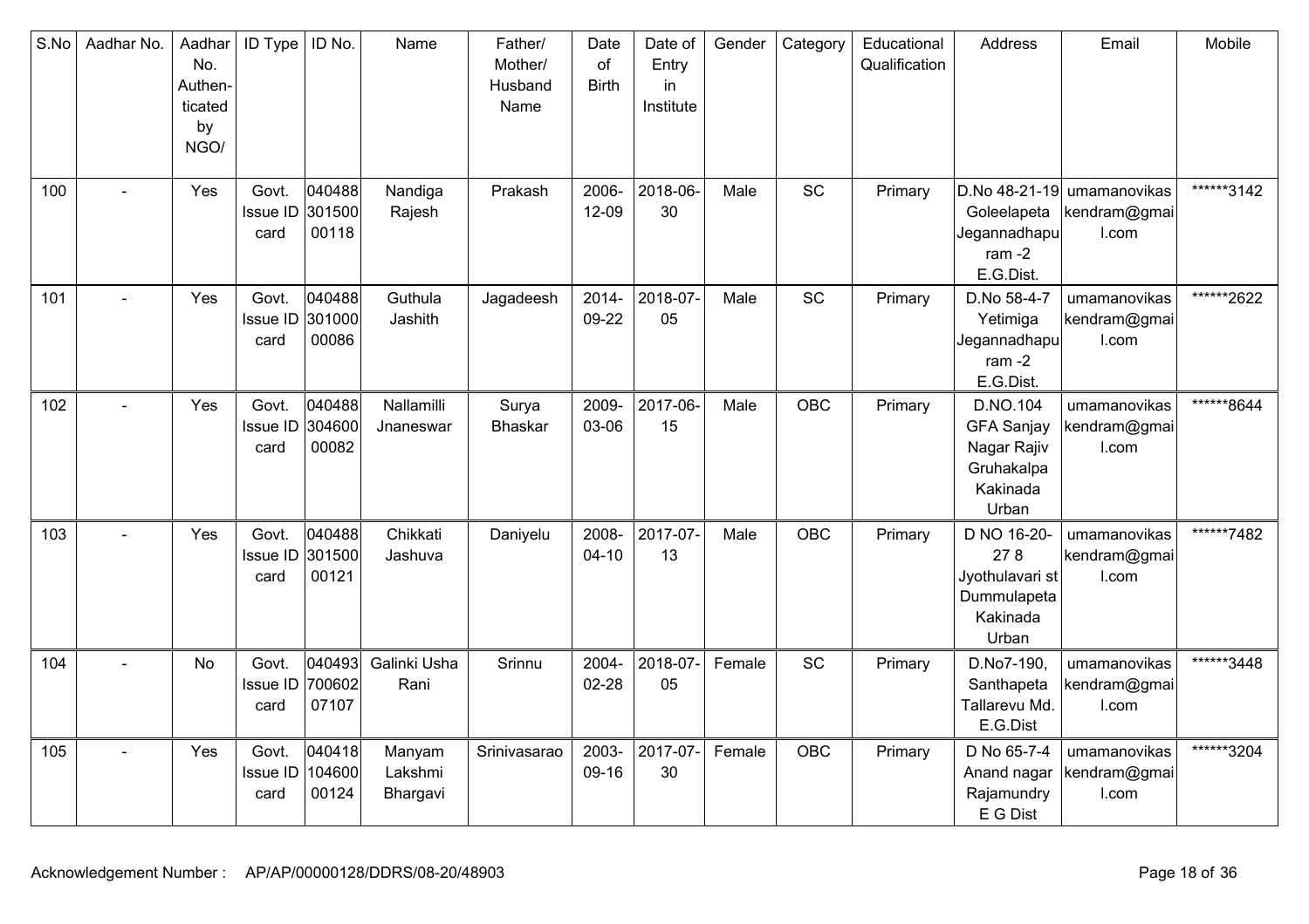| S.No | Aadhar No. | Aadhar No. Authen-ticated by NGO/ | ID Type | ID No. | Name | Father/ Mother/ Husband Name | Date of Birth | Date of Entry in Institute | Gender | Category | Educational Qualification | Address | Email | Mobile |
|---|---|---|---|---|---|---|---|---|---|---|---|---|---|---|
| 100 | - | Yes | Govt. Issue ID card | 04048830150000118 | Nandiga Rajesh | Prakash | 2006-12-09 | 2018-06-30 | Male | SC | Primary | D.No 48-21-19 Goleelapeta Jegannadhapuram -2 E.G.Dist. | umamanovikaskendram@gmail.com | ******3142 |
| 101 | - | Yes | Govt. Issue ID card | 04048830100000086 | Guthula Jashith | Jagadeesh | 2014-09-22 | 2018-07-05 | Male | SC | Primary | D.No 58-4-7 Yetimiga Jegannadhapuram -2 E.G.Dist. | umamanovikaskendram@gmail.com | ******2622 |
| 102 | - | Yes | Govt. Issue ID card | 04048830460000082 | Nallamilli Jnaneswar | Surya Bhaskar | 2009-03-06 | 2017-06-15 | Male | OBC | Primary | D.NO.104 GFA Sanjay Nagar Rajiv Gruhakalpa Kakinada Urban | umamanovikaskendram@gmail.com | ******8644 |
| 103 | - | Yes | Govt. Issue ID card | 04048830150000121 | Chikkati Jashuva | Daniyelu | 2008-04-10 | 2017-07-13 | Male | OBC | Primary | D NO 16-20-27 8 Jyothulavari st Dummulapeta Kakinada Urban | umamanovikaskendram@gmail.com | ******7482 |
| 104 | - | No | Govt. Issue ID card | 04049370060207107 | Galinki Usha Rani | Srinnu | 2004-02-28 | 2018-07-05 | Female | SC | Primary | D.No7-190, Santhapeta Tallarevu Md. E.G.Dist | umamanovikaskendram@gmail.com | ******3448 |
| 105 | - | Yes | Govt. Issue ID card | 04041810460000124 | Manyam Lakshmi Bhargavi | Srinivasarao | 2003-09-16 | 2017-07-30 | Female | OBC | Primary | D No 65-7-4 Anand nagar Rajamundry E G Dist | umamanovikaskendram@gmail.com | ******3204 |

Acknowledgement Number : AP/AP/00000128/DDRS/08-20/48903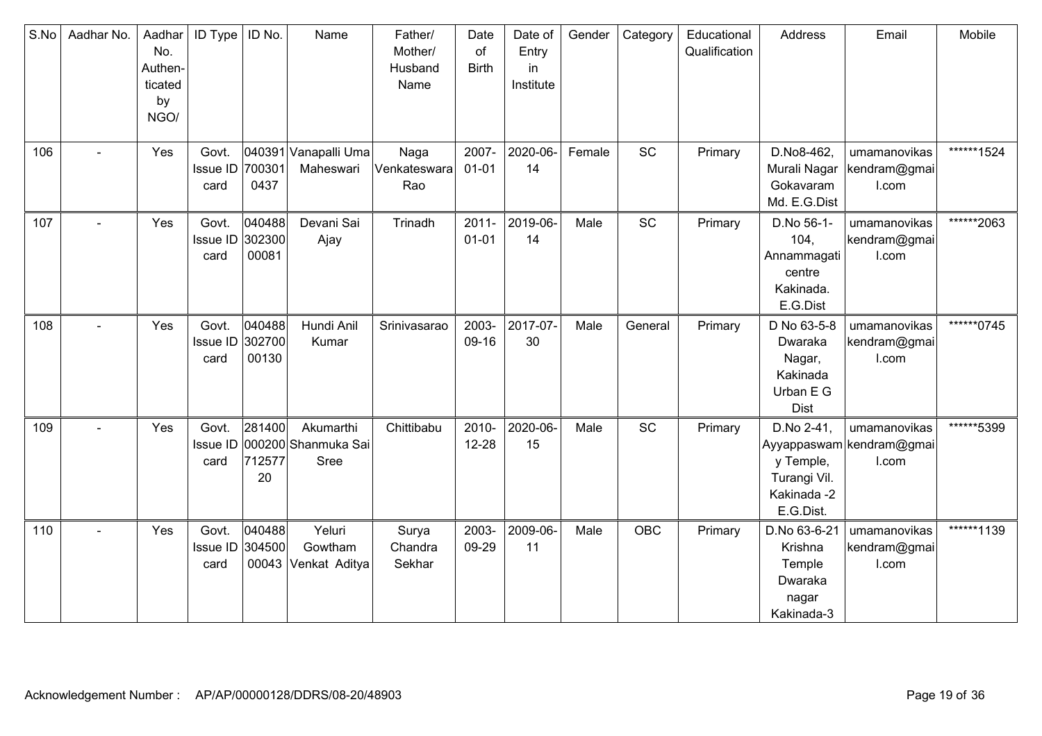| S.No | Aadhar No. | Aadhar No. Authen-ticated by NGO/ | ID Type | ID No. | Name | Father/ Mother/ Husband Name | Date of Birth | Date of Entry in Institute | Gender | Category | Educational Qualification | Address | Email | Mobile |
|---|---|---|---|---|---|---|---|---|---|---|---|---|---|---|
| 106 | - | Yes | Govt. Issue ID card | 0403917003010437 | Vanapalli Uma Maheswari | Naga Venkateswara Rao | 2007-01-01 | 2020-06-14 | Female | SC | Primary | D.No8-462, Murali Nagar Gokavaram Md. E.G.Dist | umamanovikaskendram@gmail.com | ******1524 |
| 107 | - | Yes | Govt. Issue ID card | 04048830230000081 | Devani Sai Ajay | Trinadh | 2011-01-01 | 2019-06-14 | Male | SC | Primary | D.No 56-1-104, Annammagati centre Kakinada. E.G.Dist | umamanovikaskendram@gmail.com | ******2063 |
| 108 | - | Yes | Govt. Issue ID card | 04048830270000130 | Hundi Anil Kumar | Srinivasarao | 2003-09-16 | 2017-07-30 | Male | General | Primary | D No 63-5-8 Dwaraka Nagar, Kakinada Urban E G Dist | umamanovikaskendram@gmail.com | ******0745 |
| 109 | - | Yes | Govt. Issue ID card | 28140000020071257720 | Akumarthi Shanmuka Sai Sree | Chittibabu | 2010-12-28 | 2020-06-15 | Male | SC | Primary | D.No 2-41, Ayyappaswamy Temple, Turangi Vil. Kakinada -2 E.G.Dist. | umamanovikaskendram@gmail.com | ******5399 |
| 110 | - | Yes | Govt. Issue ID card | 04048830450000043 | Yeluri Gowtham Venkat Aditya | Surya Chandra Sekhar | 2003-09-29 | 2009-06-11 | Male | OBC | Primary | D.No 63-6-21 Krishna Temple Dwaraka nagar Kakinada-3 | umamanovikaskendram@gmail.com | ******1139 |

Acknowledgement Number : AP/AP/00000128/DDRS/08-20/48903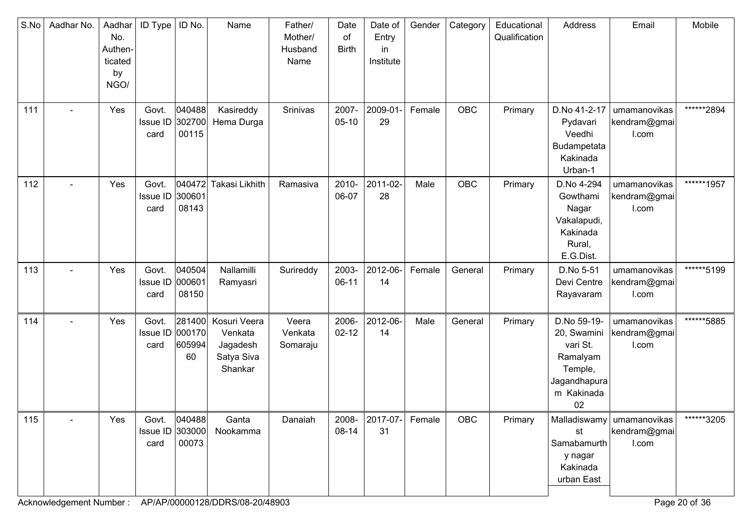| S.No | Aadhar No. | Aadhar No. Authen-ticated by NGO/ | ID Type | ID No. | Name | Father/ Mother/ Husband Name | Date of Birth | Date of Entry in Institute | Gender | Category | Educational Qualification | Address | Email | Mobile |
|---|---|---|---|---|---|---|---|---|---|---|---|---|---|---|
| 111 | - | Yes | Govt. Issue ID card | 04048830270000115 | Kasireddy Hema Durga | Srinivas | 2007-05-10 | 2009-01-29 | Female | OBC | Primary | D.No 41-2-17 Pydavari Veedhi Budampetata Kakinada Urban-1 | umamanovikaskendram@gmail.com | ******2894 |
| 112 | - | Yes | Govt. Issue ID card | 04047230060108143 | Takasi Likhith | Ramasiva | 2010-06-07 | 2011-02-28 | Male | OBC | Primary | D.No 4-294 Gowthami Nagar Vakalapudi, Kakinada Rural, E.G.Dist. | umamanovikaskendram@gmail.com | ******1957 |
| 113 | - | Yes | Govt. Issue ID card | 04050400060108150 | Nallamilli Ramyasri | Surireddy | 2003-06-11 | 2012-06-14 | Female | General | Primary | D.No 5-51 Devi Centre Rayavaram | umamanovikaskendram@gmail.com | ******5199 |
| 114 | - | Yes | Govt. Issue ID card | 28140000017060599460 | Kosuri Veera Venkata Jagadesh Satya Siva Shankar | Veera Venkata Somaraju | 2006-02-12 | 2012-06-14 | Male | General | Primary | D.No 59-19-20, Swamini vari St. Ramalyam Temple, Jagandhapuram Kakinada 02 | umamanovikaskendram@gmail.com | ******5885 |
| 115 | - | Yes | Govt. Issue ID card | 04048830300000073 | Ganta Nookamma | Danaiah | 2008-08-14 | 2017-07-31 | Female | OBC | Primary | Malladiswamy st Samabamurthy nagar Kakinada urban East | umamanovikaskendram@gmail.com | ******3205 |

Acknowledgement Number : AP/AP/00000128/DDRS/08-20/48903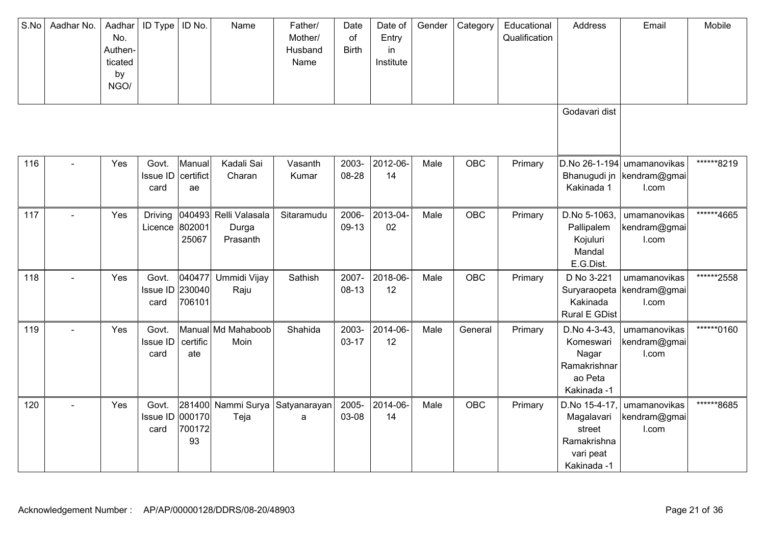| S.No | Aadhar No. | Aadhar No. Authen-ticated by NGO/ | ID Type | ID No. | Name | Father/ Mother/ Husband Name | Date of Birth | Date of Entry in Institute | Gender | Category | Educational Qualification | Address | Email | Mobile |
|---|---|---|---|---|---|---|---|---|---|---|---|---|---|---|
| | | | | | | | | | | | | Godavari dist | | |
| 116 | - | Yes | Govt. Issue ID card | Manual certificate | Kadali Sai Charan | Vasanth Kumar | 2003-08-28 | 2012-06-14 | Male | OBC | Primary | D.No 26-1-194 Bhanugudi jn Kakinada 1 | umamanovikaskendram@gmail.com | ******8219 |
| 117 | - | Yes | Driving Licence | 04049380200125067 | Relli Valasala Durga Prasanth | Sitaramudu | 2006-09-13 | 2013-04-02 | Male | OBC | Primary | D.No 5-1063, Pallipalem Kojuluri Mandal E.G.Dist. | umamanovikaskendram@gmail.com | ******4665 |
| 118 | - | Yes | Govt. Issue ID card | 040477230040706101 | Ummidi Vijay Raju | Sathish | 2007-08-13 | 2018-06-12 | Male | OBC | Primary | D No 3-221 Suryaraopeta Kakinada Rural E GDist | umamanovikaskendram@gmail.com | ******2558 |
| 119 | - | Yes | Govt. Issue ID card | Manual certificate | Md Mahaboob Moin | Shahida | 2003-03-17 | 2014-06-12 | Male | General | Primary | D.No 4-3-43, Komeswari Nagar Ramakrishnarao Peta Kakinada -1 | umamanovikaskendram@gmail.com | ******0160 |
| 120 | - | Yes | Govt. Issue ID card | 28140000017070017293 | Nammi Surya Teja | Satyanarayana | 2005-03-08 | 2014-06-14 | Male | OBC | Primary | D.No 15-4-17, Magalavari street Ramakrishnavari peat Kakinada -1 | umamanovikaskendram@gmail.com | ******8685 |

Acknowledgement Number : AP/AP/00000128/DDRS/08-20/48903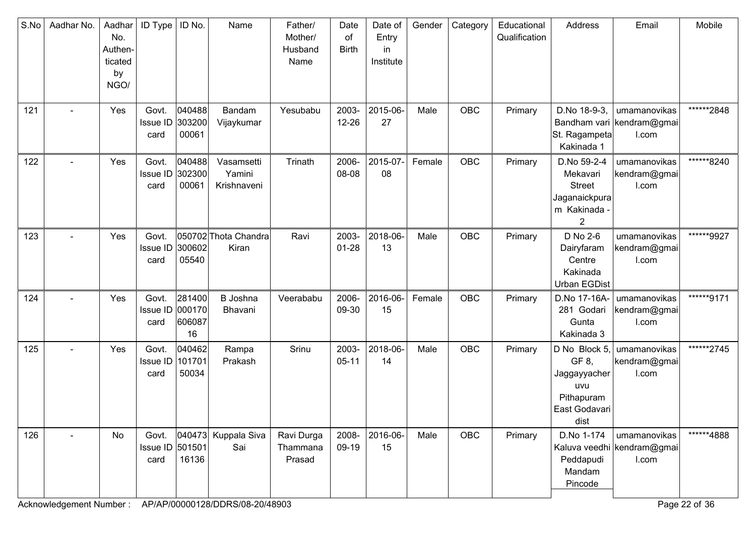| S.No | Aadhar No. | Aadhar No. Authen- ticated by NGO/ | ID Type | ID No. | Name | Father/ Mother/ Husband Name | Date of Birth | Date of Entry in Institute | Gender | Category | Educational Qualification | Address | Email | Mobile |
|---|---|---|---|---|---|---|---|---|---|---|---|---|---|---|
| 121 | - | Yes | Govt. Issue ID card | 04048830320000061 | Bandam Vijaykumar | Yesubabu | 2003-12-26 | 2015-06-27 | Male | OBC | Primary | D.No 18-9-3, Bandham vari St. Ragampeta Kakinada 1 | umamanovikaskendram@gmail.com | ******2848 |
| 122 | - | Yes | Govt. Issue ID card | 04048830230000061 | Vasamsetti Yamini Krishnaveni | Trinath | 2006-08-08 | 2015-07-08 | Female | OBC | Primary | D.No 59-2-4 Mekavari Street Jaganaickpuram Kakinada - 2 | umamanovikaskendram@gmail.com | ******8240 |
| 123 | - | Yes | Govt. Issue ID card | 05070230060205540 | Thota Chandra Kiran | Ravi | 2003-01-28 | 2018-06-13 | Male | OBC | Primary | D No 2-6 Dairyfaram Centre Kakinada Urban EGDist | umamanovikaskendram@gmail.com | ******9927 |
| 124 | - | Yes | Govt. Issue ID card | 28140000017060608716 | B Joshna Bhavani | Veerababu | 2006-09-30 | 2016-06-15 | Female | OBC | Primary | D.No 17-16A-281 Godari Gunta Kakinada 3 | umamanovikaskendram@gmail.com | ******9171 |
| 125 | - | Yes | Govt. Issue ID card | 04046210170150034 | Rampa Prakash | Srinu | 2003-05-11 | 2018-06-14 | Male | OBC | Primary | D No Block 5, GF 8, Jaggayyacheruvu Pithapuram East Godavari dist | umamanovikaskendram@gmail.com | ******2745 |
| 126 | - | No | Govt. Issue ID card | 04047350150116136 | Kuppala Siva Sai | Ravi Durga Thammana Prasad | 2008-09-19 | 2016-06-15 | Male | OBC | Primary | D.No 1-174 Kaluva veedhi Peddapudi Mandam Pincode | umamanovikaskendram@gmail.com | ******4888 |

Acknowledgement Number : AP/AP/00000128/DDRS/08-20/48903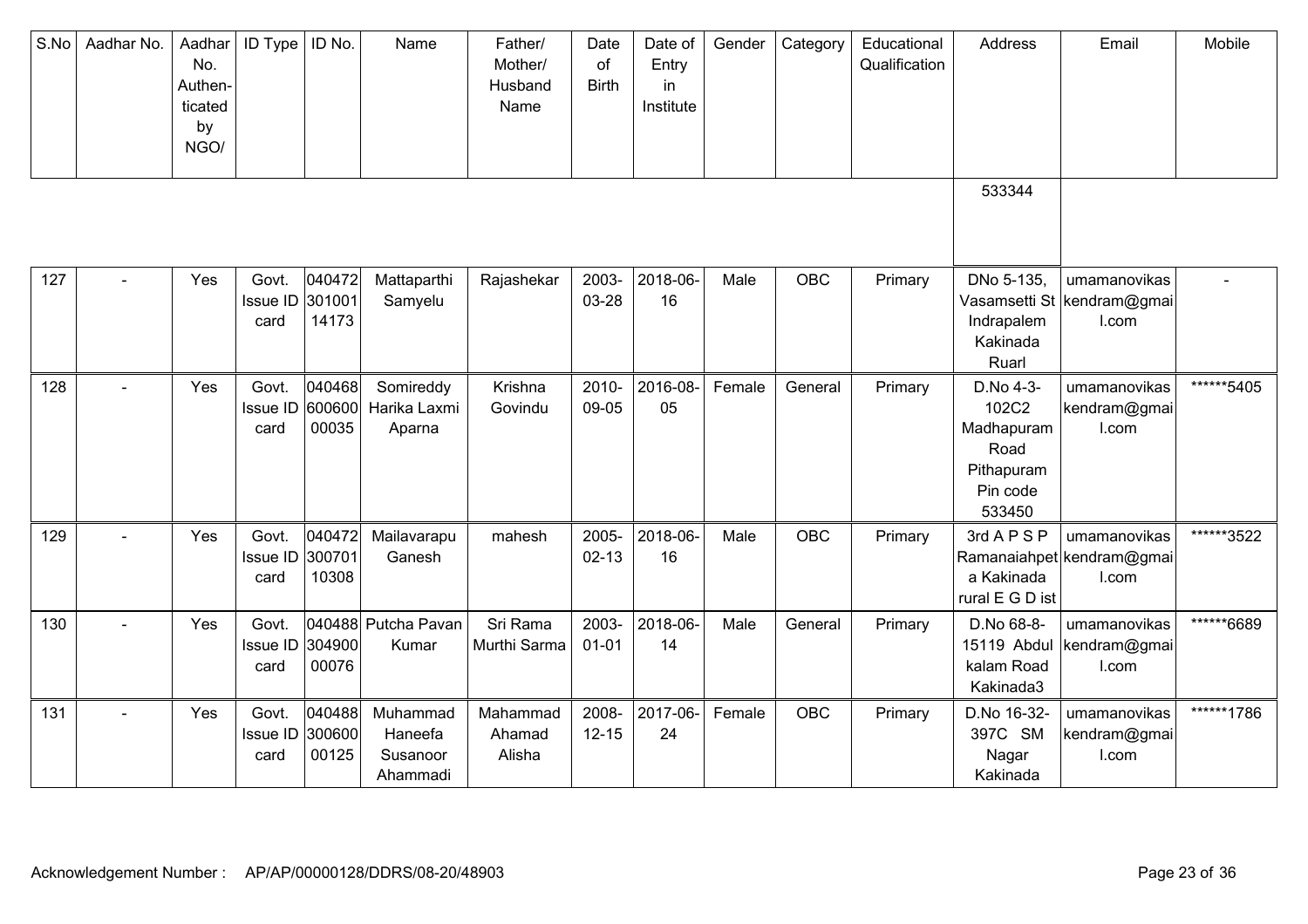| S.No | Aadhar No. | Aadhar No. Authen-ticated by NGO/ | ID Type | ID No. | Name | Father/ Mother/ Husband Name | Date of Birth | Date of Entry in Institute | Gender | Category | Educational Qualification | Address | Email | Mobile |
|---|---|---|---|---|---|---|---|---|---|---|---|---|---|---|
| | | | | | | | | | | | | 533344 | | |
| 127 | - | Yes | Govt. Issue ID card | 04047230100114173 | Mattaparthi Samyelu | Rajashekar | 2003-03-28 | 2018-06-16 | Male | OBC | Primary | DNo 5-135, Vasamsetti St Indrapalem Kakinada Ruarl | umamanovikaskendram@gmail.com | - |
| 128 | - | Yes | Govt. Issue ID card | 04046860060000035 | Somireddy Harika Laxmi Aparna | Krishna Govindu | 2010-09-05 | 2016-08-05 | Female | General | Primary | D.No 4-3-102C2 Madhapuram Road Pithapuram Pin code 533450 | umamanovikaskendram@gmail.com | ******5405 |
| 129 | - | Yes | Govt. Issue ID card | 04047230070110308 | Mailavarapu Ganesh | mahesh | 2005-02-13 | 2018-06-16 | Male | OBC | Primary | 3rd A P S P Ramanaiahpeta Kakinada rural E G D ist | umamanovikaskendram@gmail.com | ******3522 |
| 130 | - | Yes | Govt. Issue ID card | 04048830490000076 | Putcha Pavan Kumar | Sri Rama Murthi Sarma | 2003-01-01 | 2018-06-14 | Male | General | Primary | D.No 68-8-15119 Abdul kalam Road Kakinada3 | umamanovikaskendram@gmail.com | ******6689 |
| 131 | - | Yes | Govt. Issue ID card | 04048830060000125 | Muhammad Haneefa Susanoor Ahammadi | Mahammad Ahamad Alisha | 2008-12-15 | 2017-06-24 | Female | OBC | Primary | D.No 16-32-397C SM Nagar Kakinada | umamanovikaskendram@gmail.com | ******1786 |

Acknowledgement Number : AP/AP/00000128/DDRS/08-20/48903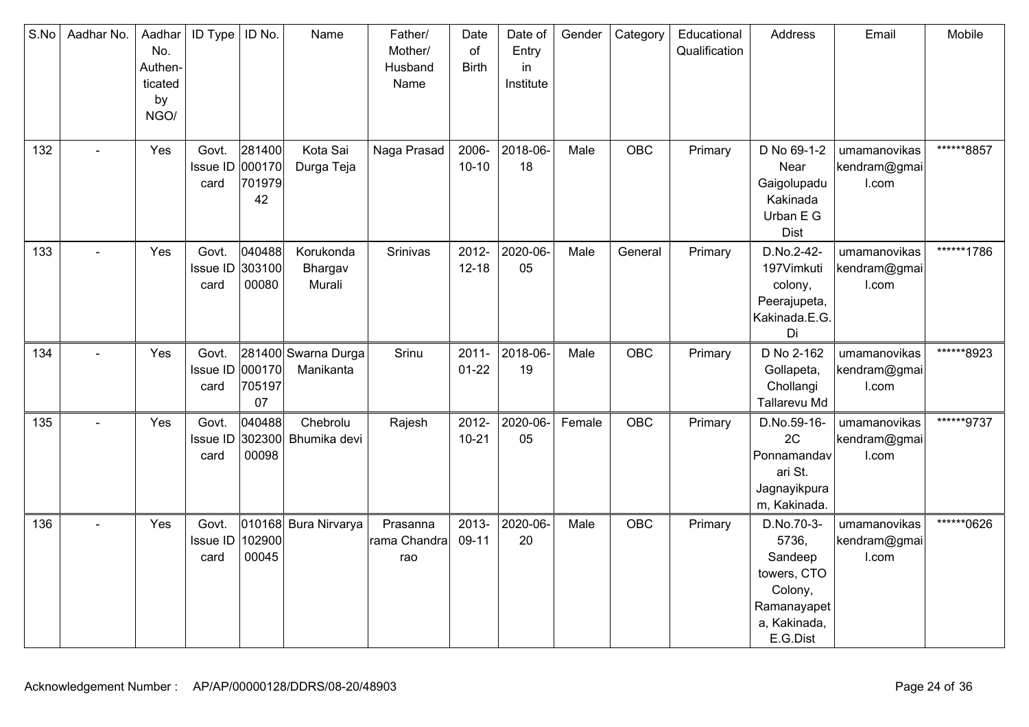| S.No | Aadhar No. | Aadhar No. Authen- ticated by NGO/ | ID Type | ID No. | Name | Father/ Mother/ Husband Name | Date of Birth | Date of Entry in Institute | Gender | Category | Educational Qualification | Address | Email | Mobile |
|---|---|---|---|---|---|---|---|---|---|---|---|---|---|---|
| 132 | - | Yes | Govt. Issue ID card | 28140000017070197942 | Kota Sai Durga Teja | Naga Prasad | 2006-10-10 | 2018-06-18 | Male | OBC | Primary | D No 69-1-2 Near Gaigolupadu Kakinada Urban E G Dist | umamanovikaskendram@gmail.com | ******8857 |
| 133 | - | Yes | Govt. Issue ID card | 04048830310000080 | Korukonda Bhargav Murali | Srinivas | 2012-12-18 | 2020-06-05 | Male | General | Primary | D.No.2-42-197Vimkuti colony, Peerajupeta, Kakinada.E.G.Di | umamanovikaskendram@gmail.com | ******1786 |
| 134 | - | Yes | Govt. Issue ID card | 28140000017070519707 | Swarna Durga Manikanta | Srinu | 2011-01-22 | 2018-06-19 | Male | OBC | Primary | D No 2-162 Gollapeta, Chollangi Tallarevu Md | umamanovikaskendram@gmail.com | ******8923 |
| 135 | - | Yes | Govt. Issue ID card | 04048830230000098 | Chebrolu Bhumika devi | Rajesh | 2012-10-21 | 2020-06-05 | Female | OBC | Primary | D.No.59-16-2C Ponnamandavari St. Jagnayikpuram, Kakinada. | umamanovikaskendram@gmail.com | ******9737 |
| 136 | - | Yes | Govt. Issue ID card | 01016810290000045 | Bura Nirvarya | Prasanna rama Chandra rao | 2013-09-11 | 2020-06-20 | Male | OBC | Primary | D.No.70-3-5736, Sandeep towers, CTO Colony, Ramanayapeta, Kakinada, E.G.Dist | umamanovikaskendram@gmail.com | ******0626 |

Acknowledgement Number : AP/AP/00000128/DDRS/08-20/48903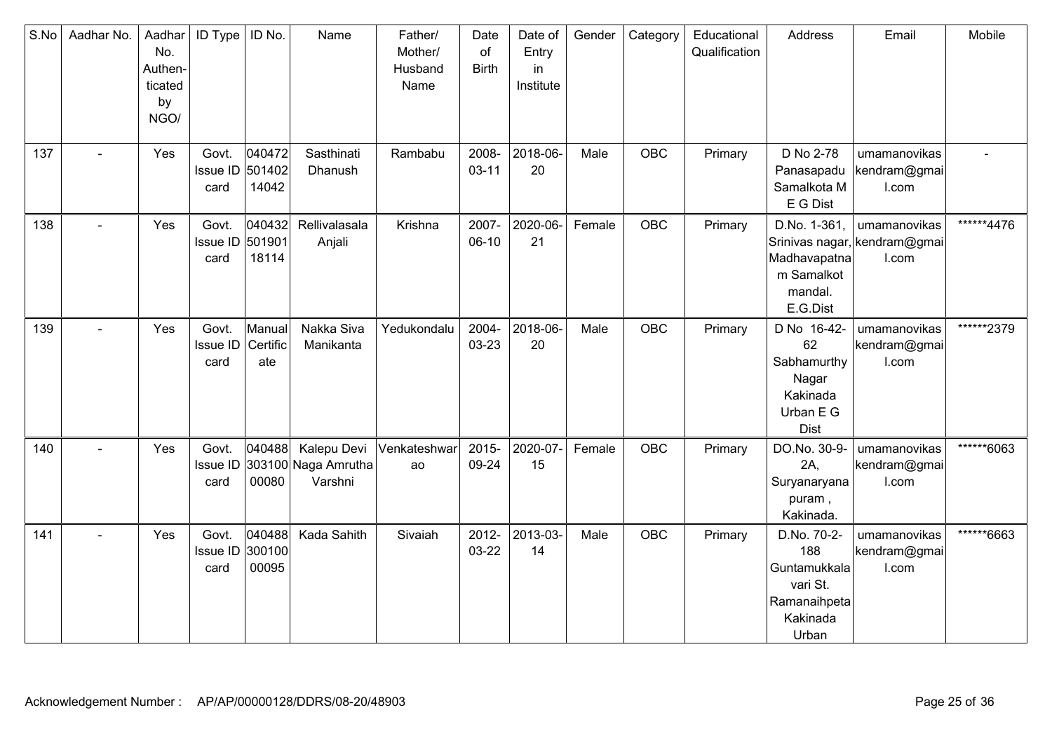| S.No | Aadhar No. | Aadhar No. Authen-ticated by NGO/ | ID Type | ID No. | Name | Father/ Mother/ Husband Name | Date of Birth | Date of Entry in Institute | Gender | Category | Educational Qualification | Address | Email | Mobile |
|---|---|---|---|---|---|---|---|---|---|---|---|---|---|---|
| 137 | - | Yes | Govt. Issue ID card | 04047250140214042 | Sasthinati Dhanush | Rambabu | 2008-03-11 | 2018-06-20 | Male | OBC | Primary | D No 2-78 Panasapadu Samalkota M E G Dist | umamanovikaskendram@gmail.com | - |
| 138 | - | Yes | Govt. Issue ID card | 04043250190118114 | Rellivalasala Anjali | Krishna | 2007-06-10 | 2020-06-21 | Female | OBC | Primary | D.No. 1-361, Srinivas nagar, Madhavapatnam Samalkot mandal. E.G.Dist | umamanovikaskendram@gmail.com | ******4476 |
| 139 | - | Yes | Govt. Issue ID card | Manual Certificate | Nakka Siva Manikanta | Yedukondalu | 2004-03-23 | 2018-06-20 | Male | OBC | Primary | D No 16-42-62 Sabhamurthy Nagar Kakinada Urban E G Dist | umamanovikaskendram@gmail.com | ******2379 |
| 140 | - | Yes | Govt. Issue ID card | 04048830310000080 | Kalepu Devi Naga Amrutha Varshni | Venkateshwarao | 2015-09-24 | 2020-07-15 | Female | OBC | Primary | DO.No. 30-9-2A, Suryanaryanapuram , Kakinada. | umamanovikaskendram@gmail.com | ******6063 |
| 141 | - | Yes | Govt. Issue ID card | 04048830010000095 | Kada Sahith | Sivaiah | 2012-03-22 | 2013-03-14 | Male | OBC | Primary | D.No. 70-2-188 Guntamukkala vari St. Ramanaihpeta Kakinada Urban | umamanovikaskendram@gmail.com | ******6663 |

Acknowledgement Number : AP/AP/00000128/DDRS/08-20/48903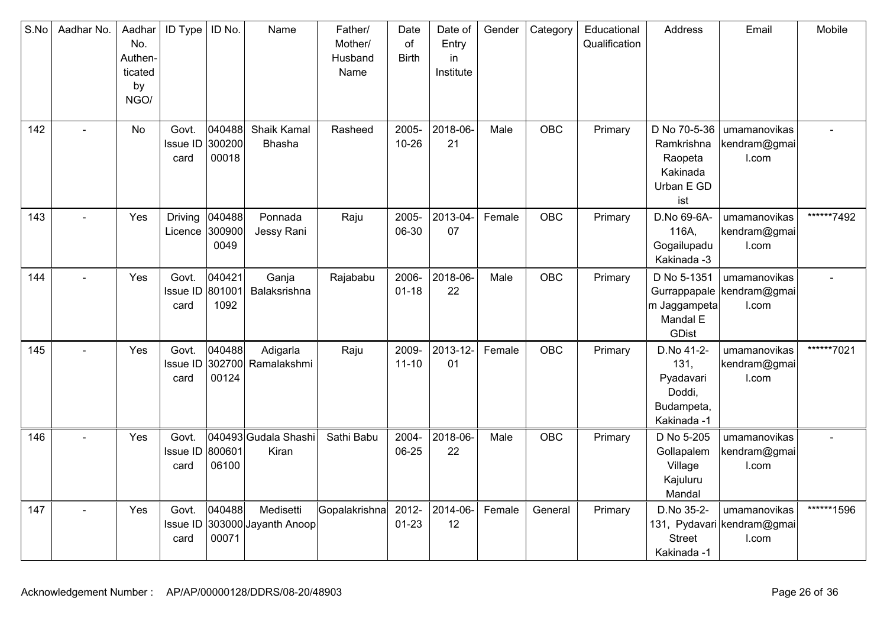| S.No | Aadhar No. | Aadhar No. Authen- ticated by NGO/ | ID Type | ID No. | Name | Father/ Mother/ Husband Name | Date of Birth | Date of Entry in Institute | Gender | Category | Educational Qualification | Address | Email | Mobile |
|---|---|---|---|---|---|---|---|---|---|---|---|---|---|---|
| 142 | - | No | Govt. Issue ID card | 04048830020000018 | Shaik Kamal Bhasha | Rasheed | 2005-10-26 | 2018-06-21 | Male | OBC | Primary | D No 70-5-36 Ramkrishna Raopeta Kakinada Urban E GD ist | umamanovikaskendram@gmail.com | - |
| 143 | - | Yes | Driving Licence | 0404883009000049 | Ponnada Jessy Rani | Raju | 2005-06-30 | 2013-04-07 | Female | OBC | Primary | D.No 69-6A-116A, Gogailupadu Kakinada -3 | umamanovikaskendram@gmail.com | ******7492 |
| 144 | - | Yes | Govt. Issue ID card | 0404218010011092 | Ganja Balaksrishna | Rajababu | 2006-01-18 | 2018-06-22 | Male | OBC | Primary | D No 5-1351 Gurrappapalem Jaggampeta Mandal E GDist | umamanovikaskendram@gmail.com | - |
| 145 | - | Yes | Govt. Issue ID card | 04048830270000124 | Adigarla Ramalakshmi | Raju | 2009-11-10 | 2013-12-01 | Female | OBC | Primary | D.No 41-2-131, Pyadavari Doddi, Budampeta, Kakinada -1 | umamanovikaskendram@gmail.com | ******7021 |
| 146 | - | Yes | Govt. Issue ID card | 04049380060106100 | Gudala Shashi Kiran | Sathi Babu | 2004-06-25 | 2018-06-22 | Male | OBC | Primary | D No 5-205 Gollapalem Village Kajuluru Mandal | umamanovikaskendram@gmail.com | - |
| 147 | - | Yes | Govt. Issue ID card | 04048830300000071 | Medisetti Jayanth Anoop | Gopalakrishna | 2012-01-23 | 2014-06-12 | Female | General | Primary | D.No 35-2-131, Pydavari Street Kakinada -1 | umamanovikaskendram@gmail.com | ******1596 |

Acknowledgement Number : AP/AP/00000128/DDRS/08-20/48903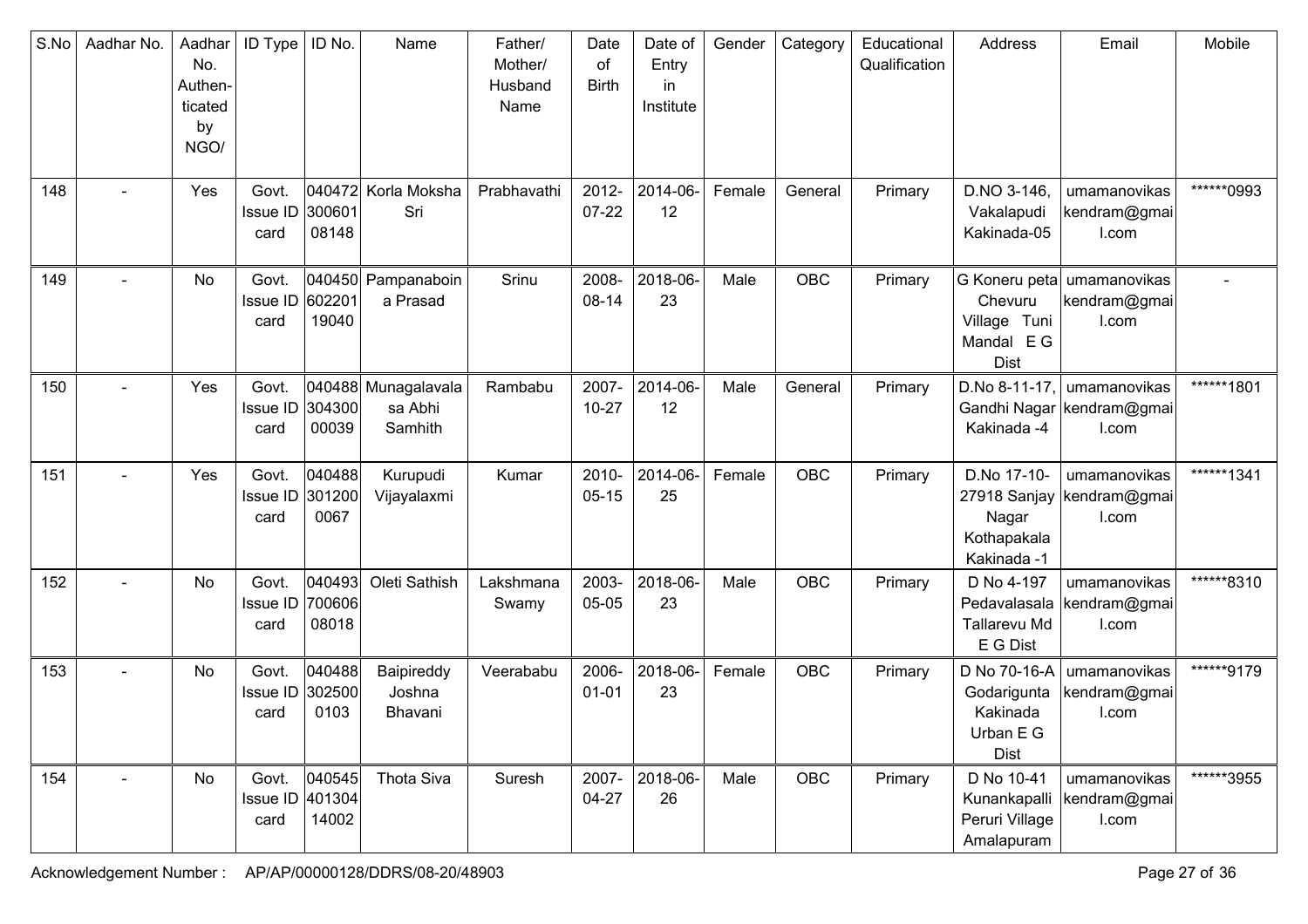| S.No | Aadhar No. | Aadhar No. Authen-ticated by NGO/ | ID Type | ID No. | Name | Father/ Mother/ Husband Name | Date of Birth | Date of Entry in Institute | Gender | Category | Educational Qualification | Address | Email | Mobile |
|---|---|---|---|---|---|---|---|---|---|---|---|---|---|---|
| 148 | - | Yes | Govt. Issue ID card | 04047230060108148 | Korla Moksha Sri | Prabhavathi | 2012-07-22 | 2014-06-12 | Female | General | Primary | D.NO 3-146, Vakalapudi Kakinada-05 | umamanovikaskendram@gmail.com | ******0993 |
| 149 | - | No | Govt. Issue ID card | 04045060220119040 | Pampanaboina Prasad | Srinu | 2008-08-14 | 2018-06-23 | Male | OBC | Primary | G Koneru peta Chevuru Village Tuni Mandal E G Dist | umamanovikaskendram@gmail.com | - |
| 150 | - | Yes | Govt. Issue ID card | 04048830430000039 | Munagalavalasa Abhi Samhith | Rambabu | 2007-10-27 | 2014-06-12 | Male | General | Primary | D.No 8-11-17, Gandhi Nagar Kakinada -4 | umamanovikaskendram@gmail.com | ******1801 |
| 151 | - | Yes | Govt. Issue ID card | 0404883012000067 | Kurupudi Vijayalaxmi | Kumar | 2010-05-15 | 2014-06-25 | Female | OBC | Primary | D.No 17-10-27918 Sanjay Nagar Kothapakala Kakinada -1 | umamanovikaskendram@gmail.com | ******1341 |
| 152 | - | No | Govt. Issue ID card | 04049370060608018 | Oleti Sathish | Lakshmana Swamy | 2003-05-05 | 2018-06-23 | Male | OBC | Primary | D No 4-197 Pedavalasala Tallarevu Md E G Dist | umamanovikaskendram@gmail.com | ******8310 |
| 153 | - | No | Govt. Issue ID card | 0404883025000103 | Baipireddy Joshna Bhavani | Veerababu | 2006-01-01 | 2018-06-23 | Female | OBC | Primary | D No 70-16-A Godarigunta Kakinada Urban E G Dist | umamanovikaskendram@gmail.com | ******9179 |
| 154 | - | No | Govt. Issue ID card | 04054540130414002 | Thota Siva | Suresh | 2007-04-27 | 2018-06-26 | Male | OBC | Primary | D No 10-41 Kunankapalli Peruri Village Amalapuram | umamanovikaskendram@gmail.com | ******3955 |

Acknowledgement Number : AP/AP/00000128/DDRS/08-20/48903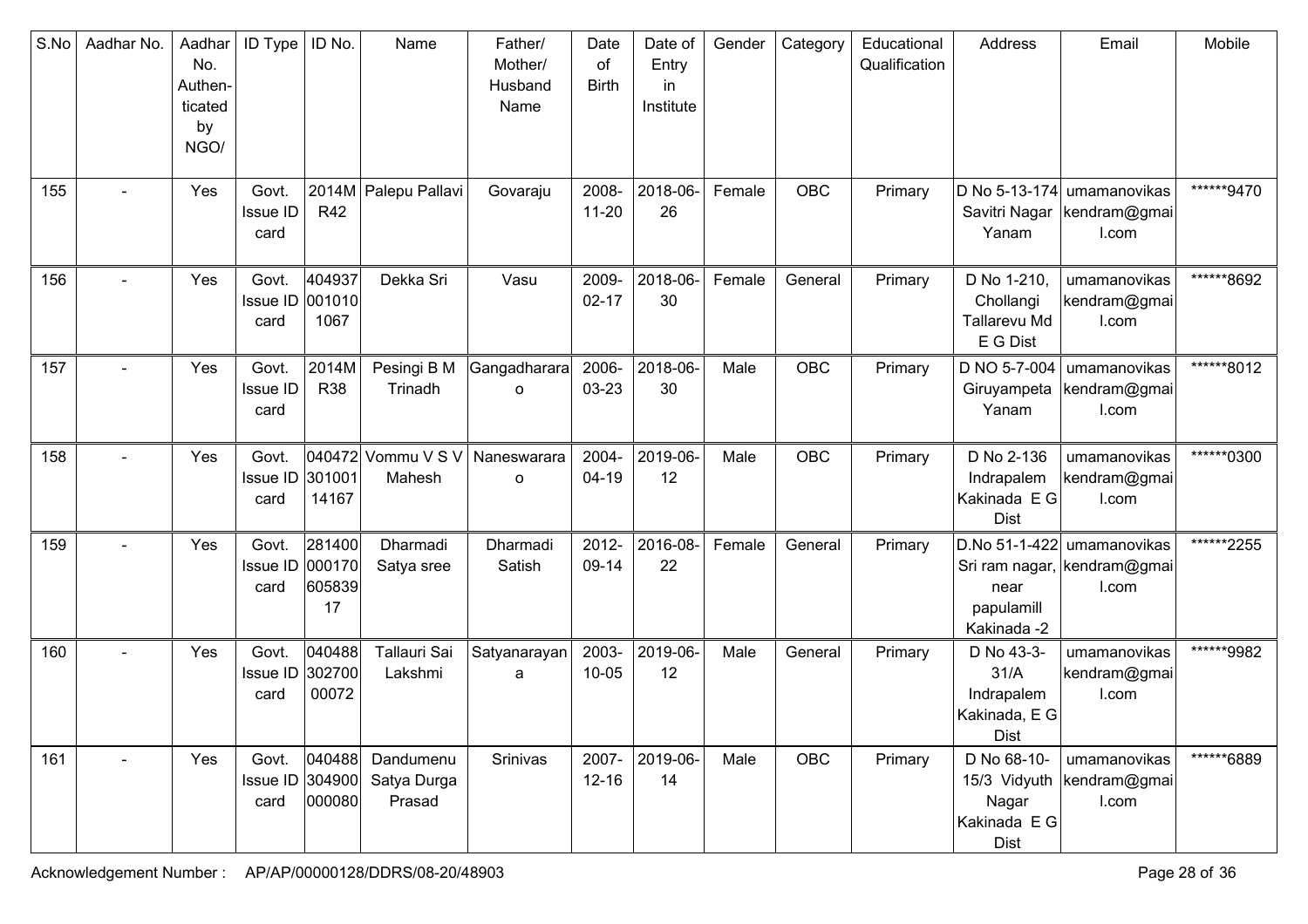| S.No | Aadhar No. | Aadhar No. Authen-ticated by NGO/ | ID Type | ID No. | Name | Father/ Mother/ Husband Name | Date of Birth | Date of Entry in Institute | Gender | Category | Educational Qualification | Address | Email | Mobile |
|---|---|---|---|---|---|---|---|---|---|---|---|---|---|---|
| 155 | - | Yes | Govt. Issue ID card | 2014MR42 | Palepu Pallavi | Govaraju | 2008-11-20 | 2018-06-26 | Female | OBC | Primary | D No 5-13-174 Savitri Nagar Yanam | umamanovikaskendram@gmail.com | ******9470 |
| 156 | - | Yes | Govt. Issue ID card | 4049370010101067 | Dekka Sri | Vasu | 2009-02-17 | 2018-06-30 | Female | General | Primary | D No 1-210, Chollangi Tallarevu Md E G Dist | umamanovikaskendram@gmail.com | ******8692 |
| 157 | - | Yes | Govt. Issue ID card | 2014MR38 | Pesingi B M Trinadh | Gangadhararao | 2006-03-23 | 2018-06-30 | Male | OBC | Primary | D NO 5-7-004 Giruyampeta Yanam | umamanovikaskendram@gmail.com | ******8012 |
| 158 | - | Yes | Govt. Issue ID card | 04047230100114167 | Vommu V S V Mahesh | Naneswararao | 2004-04-19 | 2019-06-12 | Male | OBC | Primary | D No 2-136 Indrapalem Kakinada E G Dist | umamanovikaskendram@gmail.com | ******0300 |
| 159 | - | Yes | Govt. Issue ID card | 28140000017060583917 | Dharmadi Satya sree | Dharmadi Satish | 2012-09-14 | 2016-08-22 | Female | General | Primary | D.No 51-1-422 Sri ram nagar, near papulamill Kakinada -2 | umamanovikaskendram@gmail.com | ******2255 |
| 160 | - | Yes | Govt. Issue ID card | 04048830270000072 | Tallauri Sai Lakshmi | Satyanarayana | 2003-10-05 | 2019-06-12 | Male | General | Primary | D No 43-3-31/A Indrapalem Kakinada, E G Dist | umamanovikaskendram@gmail.com | ******9982 |
| 161 | - | Yes | Govt. Issue ID card | 040488304900000080 | Dandumenu Satya Durga Prasad | Srinivas | 2007-12-16 | 2019-06-14 | Male | OBC | Primary | D No 68-10-15/3 Vidyuth Nagar Kakinada E G Dist | umamanovikaskendram@gmail.com | ******6889 |

Acknowledgement Number : AP/AP/00000128/DDRS/08-20/48903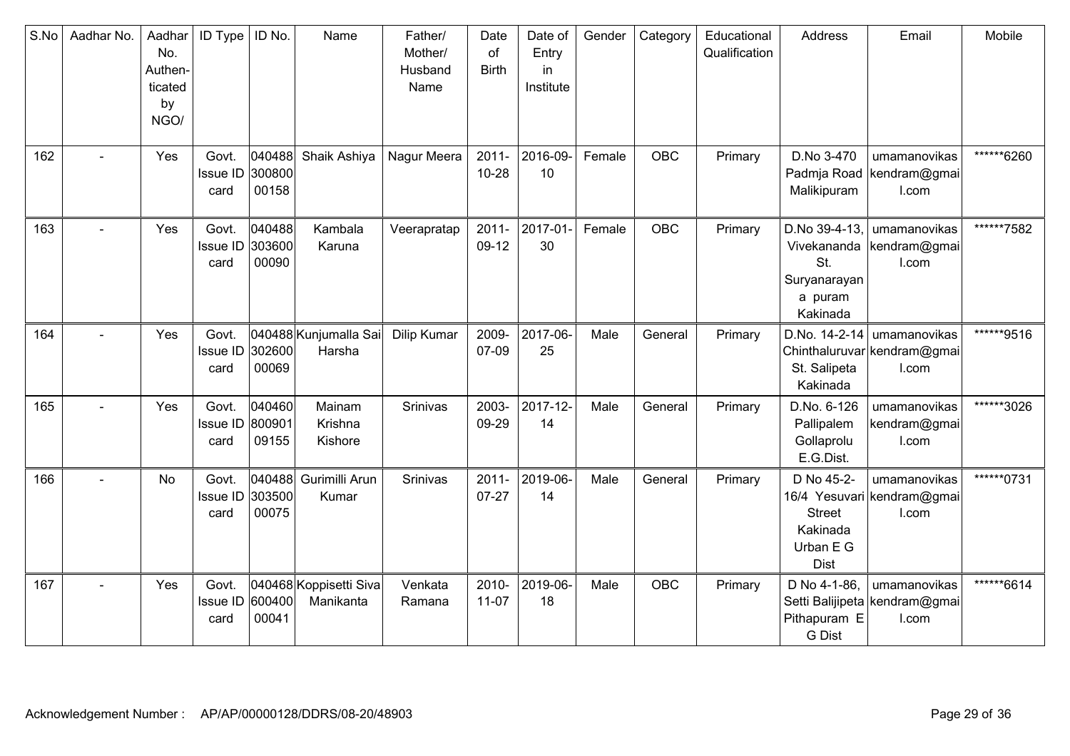| S.No | Aadhar No. | Aadhar No. Authen-ticated by NGO/ | ID Type | ID No. | Name | Father/ Mother/ Husband Name | Date of Birth | Date of Entry in Institute | Gender | Category | Educational Qualification | Address | Email | Mobile |
|---|---|---|---|---|---|---|---|---|---|---|---|---|---|---|
| 162 | - | Yes | Govt. Issue ID card | 04048830080000158 | Shaik Ashiya | Nagur Meera | 2011-10-28 | 2016-09-10 | Female | OBC | Primary | D.No 3-470 Padmja Road Malikipuram | umamanovikaskendram@gmail.com | ******6260 |
| 163 | - | Yes | Govt. Issue ID card | 04048830360000090 | Kambala Karuna | Veerapratap | 2011-09-12 | 2017-01-30 | Female | OBC | Primary | D.No 39-4-13, Vivekananda St. Suryanarayan a puram Kakinada | umamanovikaskendram@gmail.com | ******7582 |
| 164 | - | Yes | Govt. Issue ID card | 04048830260000069 | Kunjumalla Sai Harsha | Dilip Kumar | 2009-07-09 | 2017-06-25 | Male | General | Primary | D.No. 14-2-14 Chinthaluruvar St. Salipeta Kakinada | umamanovikaskendram@gmail.com | ******9516 |
| 165 | - | Yes | Govt. Issue ID card | 04046080090109155 | Mainam Krishna Kishore | Srinivas | 2003-09-29 | 2017-12-14 | Male | General | Primary | D.No. 6-126 Pallipalem Gollaprolu E.G.Dist. | umamanovikaskendram@gmail.com | ******3026 |
| 166 | - | No | Govt. Issue ID card | 04048830350000075 | Gurimilli Arun Kumar | Srinivas | 2011-07-27 | 2019-06-14 | Male | General | Primary | D No 45-2-16/4 Yesuvari Street Kakinada Urban E G Dist | umamanovikaskendram@gmail.com | ******0731 |
| 167 | - | Yes | Govt. Issue ID card | 04046860040000041 | Koppisetti Siva Manikanta | Venkata Ramana | 2010-11-07 | 2019-06-18 | Male | OBC | Primary | D No 4-1-86, Setti Balijipeta Pithapuram E G Dist | umamanovikaskendram@gmail.com | ******6614 |

Acknowledgement Number : AP/AP/00000128/DDRS/08-20/48903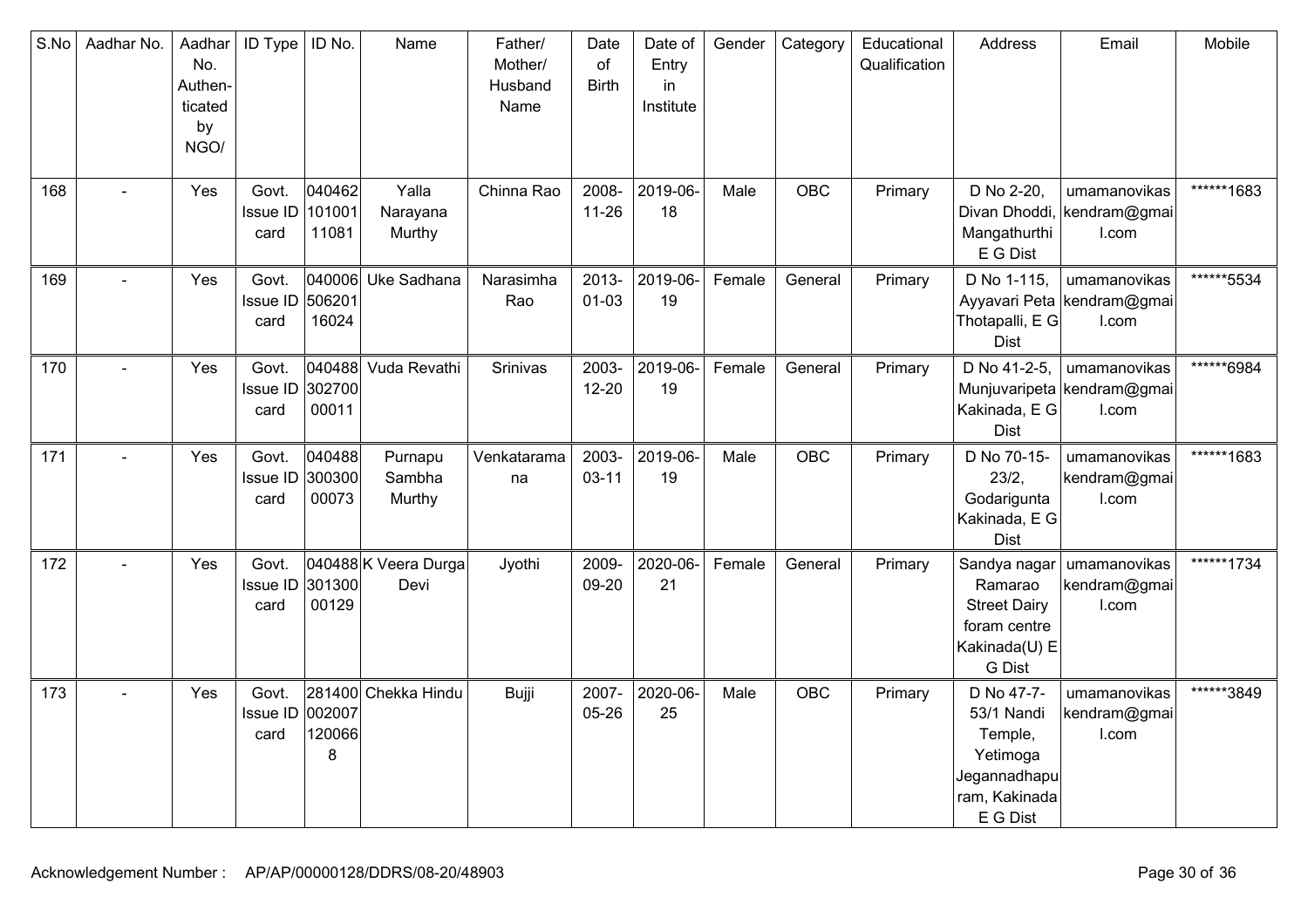| S.No | Aadhar No. | Aadhar No. Authen-ticated by NGO/ | ID Type | ID No. | Name | Father/ Mother/ Husband Name | Date of Birth | Date of Entry in Institute | Gender | Category | Educational Qualification | Address | Email | Mobile |
|---|---|---|---|---|---|---|---|---|---|---|---|---|---|---|
| 168 | - | Yes | Govt. Issue ID card | 04046210100111081 | Yalla Narayana Murthy | Chinna Rao | 2008-11-26 | 2019-06-18 | Male | OBC | Primary | D No 2-20, Divan Dhoddi, Mangathurthi E G Dist | umamanovikaskendram@gmail.com | ******1683 |
| 169 | - | Yes | Govt. Issue ID card | 04000650620116024 | Uke Sadhana | Narasimha Rao | 2013-01-03 | 2019-06-19 | Female | General | Primary | D No 1-115, Ayyavari Peta Thotapalli, E G Dist | umamanovikaskendram@gmail.com | ******5534 |
| 170 | - | Yes | Govt. Issue ID card | 04048830270000011 | Vuda Revathi | Srinivas | 2003-12-20 | 2019-06-19 | Female | General | Primary | D No 41-2-5, Munjuvaripeta Kakinada, E G Dist | umamanovikaskendram@gmail.com | ******6984 |
| 171 | - | Yes | Govt. Issue ID card | 04048830030000073 | Purnapu Sambha Murthy | Venkataramana | 2003-03-11 | 2019-06-19 | Male | OBC | Primary | D No 70-15-23/2, Godarigunta Kakinada, E G Dist | umamanovikaskendram@gmail.com | ******1683 |
| 172 | - | Yes | Govt. Issue ID card | 04048830130000129 | K Veera Durga Devi | Jyothi | 2009-09-20 | 2020-06-21 | Female | General | Primary | Sandya nagar Ramarao Street Dairy foram centre Kakinada(U) E G Dist | umamanovikaskendram@gmail.com | ******1734 |
| 173 | - | Yes | Govt. Issue ID card | 2814000020071200668 | Chekka Hindu | Bujji | 2007-05-26 | 2020-06-25 | Male | OBC | Primary | D No 47-7-53/1 Nandi Temple, Yetimoga Jegannadhapuram, Kakinada E G Dist | umamanovikaskendram@gmail.com | ******3849 |

Acknowledgement Number : AP/AP/00000128/DDRS/08-20/48903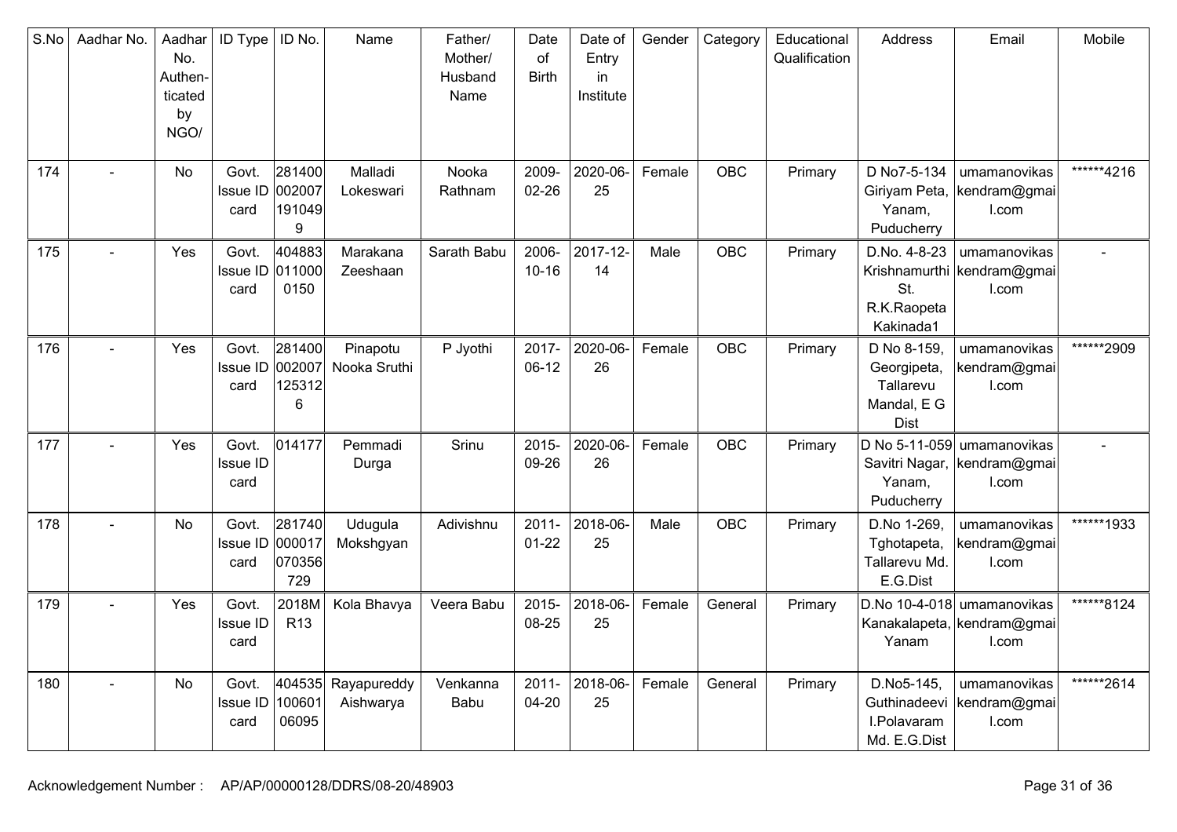| S.No | Aadhar No. | Aadhar No. Authen-ticated by NGO/ | ID Type | ID No. | Name | Father/ Mother/ Husband Name | Date of Birth | Date of Entry in Institute | Gender | Category | Educational Qualification | Address | Email | Mobile |
|---|---|---|---|---|---|---|---|---|---|---|---|---|---|---|
| 174 | - | No | Govt. Issue ID card | 2814000020071910499 | Malladi Lokeswari | Nooka Rathnam | 2009-02-26 | 2020-06-25 | Female | OBC | Primary | D No7-5-134 Giriyam Peta, Yanam, Puducherry | umamanovikaskendram@gmail.com | ******4216 |
| 175 | - | Yes | Govt. Issue ID card | 4048830110000150 | Marakana Zeeshaan | Sarath Babu | 2006-10-16 | 2017-12-14 | Male | OBC | Primary | D.No. 4-8-23 Krishnamurthi St. R.K.Raopeta Kakinada1 | umamanovikaskendram@gmail.com | - |
| 176 | - | Yes | Govt. Issue ID card | 2814000020071253126 | Pinapotu Nooka Sruthi | P Jyothi | 2017-06-12 | 2020-06-26 | Female | OBC | Primary | D No 8-159, Georgipeta, Tallarevu Mandal, E G Dist | umamanovikaskendram@gmail.com | ******2909 |
| 177 | - | Yes | Govt. Issue ID card | 014177 | Pemmadi Durga | Srinu | 2015-09-26 | 2020-06-26 | Female | OBC | Primary | D No 5-11-059 Savitri Nagar, Yanam, Puducherry | umamanovikaskendram@gmail.com | - |
| 178 | - | No | Govt. Issue ID card | 281740000017070356729 | Udugula Mokshgyan | Adivishnu | 2011-01-22 | 2018-06-25 | Male | OBC | Primary | D.No 1-269, Tghotapeta, Tallarevu Md. E.G.Dist | umamanovikaskendram@gmail.com | ******1933 |
| 179 | - | Yes | Govt. Issue ID card | 2018MR13 | Kola Bhavya | Veera Babu | 2015-08-25 | 2018-06-25 | Female | General | Primary | D.No 10-4-018 Kanakalapeta, Yanam | umamanovikaskendram@gmail.com | ******8124 |
| 180 | - | No | Govt. Issue ID card | 40453510060106095 | Rayapureddy Aishwarya | Venkanna Babu | 2011-04-20 | 2018-06-25 | Female | General | Primary | D.No5-145, Guthinadeevi I.Polavaram Md. E.G.Dist | umamanovikaskendram@gmail.com | ******2614 |

Acknowledgement Number : AP/AP/00000128/DDRS/08-20/48903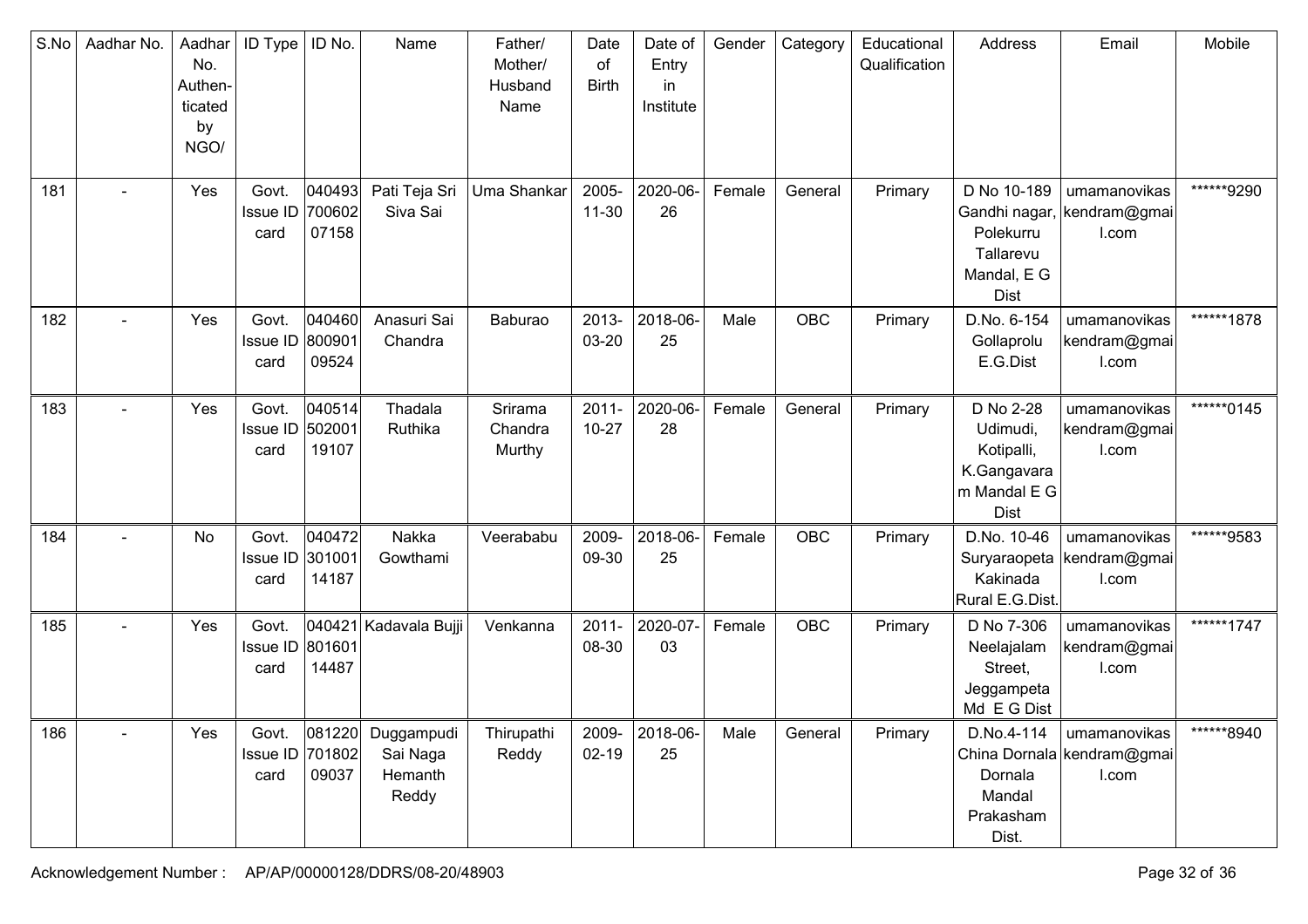| S.No | Aadhar No. | Aadhar No. Authen-ticated by NGO/ | ID Type | ID No. | Name | Father/ Mother/ Husband Name | Date of Birth | Date of Entry in Institute | Gender | Category | Educational Qualification | Address | Email | Mobile |
|---|---|---|---|---|---|---|---|---|---|---|---|---|---|---|
| 181 | - | Yes | Govt. Issue ID card | 04049370060207158 | Pati Teja Sri Siva Sai | Uma Shankar | 2005-11-30 | 2020-06-26 | Female | General | Primary | D No 10-189 Gandhi nagar, Polekurru Tallarevu Mandal, E G Dist | umamanovikaskendram@gmail.com | ******9290 |
| 182 | - | Yes | Govt. Issue ID card | 04046080090109524 | Anasuri Sai Chandra | Baburao | 2013-03-20 | 2018-06-25 | Male | OBC | Primary | D.No. 6-154 Gollaprolu E.G.Dist | umamanovikaskendram@gmail.com | ******1878 |
| 183 | - | Yes | Govt. Issue ID card | 04051450200119107 | Thadala Ruthika | Srirama Chandra Murthy | 2011-10-27 | 2020-06-28 | Female | General | Primary | D No 2-28 Udimudi, Kotipalli, K.Gangavaram Mandal E G Dist | umamanovikaskendram@gmail.com | ******0145 |
| 184 | - | No | Govt. Issue ID card | 04047230100114187 | Nakka Gowthami | Veerababu | 2009-09-30 | 2018-06-25 | Female | OBC | Primary | D.No. 10-46 Suryaraopeta Kakinada Rural E.G.Dist. | umamanovikaskendram@gmail.com | ******9583 |
| 185 | - | Yes | Govt. Issue ID card | 04042180160114487 | Kadavala Bujji | Venkanna | 2011-08-30 | 2020-07-03 | Female | OBC | Primary | D No 7-306 Neelajalam Street, Jeggampeta Md E G Dist | umamanovikaskendram@gmail.com | ******1747 |
| 186 | - | Yes | Govt. Issue ID card | 08122070180209037 | Duggampudi Sai Naga Hemanth Reddy | Thirupathi Reddy | 2009-02-19 | 2018-06-25 | Male | General | Primary | D.No.4-114 China Dornala Dornala Mandal Prakasham Dist. | umamanovikaskendram@gmail.com | ******8940 |

Acknowledgement Number : AP/AP/00000128/DDRS/08-20/48903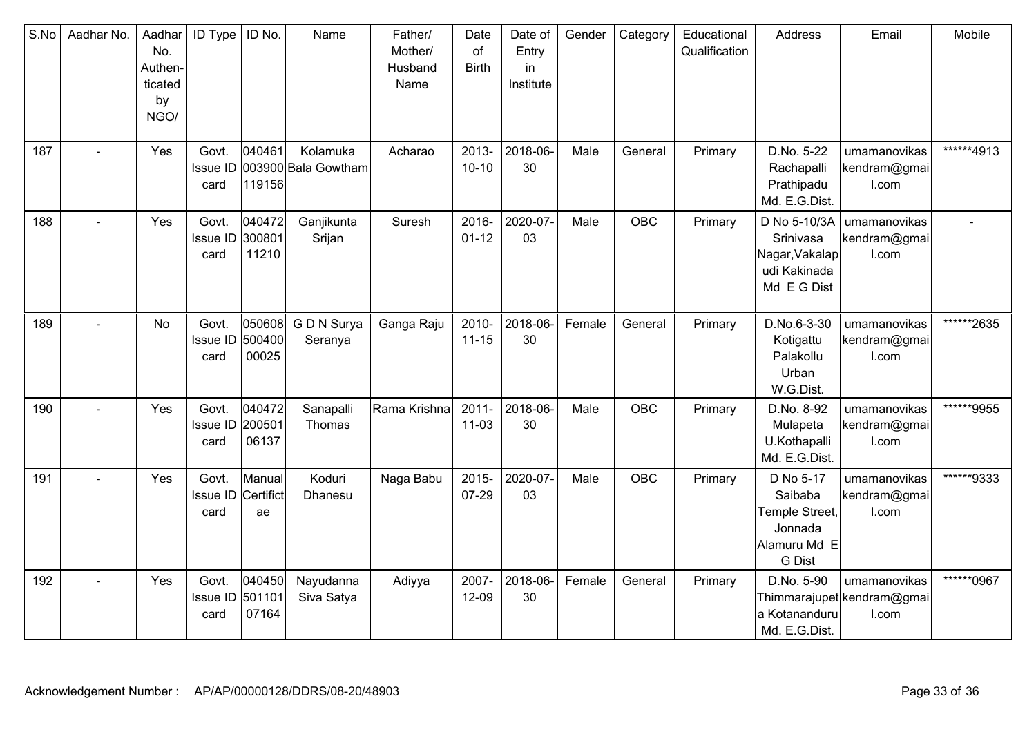| S.No | Aadhar No. | Aadhar No. Authen-ticated by NGO/ | ID Type | ID No. | Name | Father/ Mother/ Husband Name | Date of Birth | Date of Entry in Institute | Gender | Category | Educational Qualification | Address | Email | Mobile |
|---|---|---|---|---|---|---|---|---|---|---|---|---|---|---|
| 187 | - | Yes | Govt. Issue ID card | 040461003900119156 | Kolamuka Bala Gowtham | Acharao | 2013-10-10 | 2018-06-30 | Male | General | Primary | D.No. 5-22 Rachapalli Prathipadu Md. E.G.Dist. | umamanovikaskendram@gmail.com | ******4913 |
| 188 | - | Yes | Govt. Issue ID card | 04047230080111210 | Ganjikunta Srijan | Suresh | 2016-01-12 | 2020-07-03 | Male | OBC | Primary | D No 5-10/3A Srinivasa Nagar,Vakalapudi Kakinada Md E G Dist | umamanovikaskendram@gmail.com | - |
| 189 | - | No | Govt. Issue ID card | 05060850040000025 | G D N Surya Seranya | Ganga Raju | 2010-11-15 | 2018-06-30 | Female | General | Primary | D.No.6-3-30 Kotigattu Palakollu Urban W.G.Dist. | umamanovikaskendram@gmail.com | ******2635 |
| 190 | - | Yes | Govt. Issue ID card | 04047220050106137 | Sanapalli Thomas | Rama Krishna | 2011-11-03 | 2018-06-30 | Male | OBC | Primary | D.No. 8-92 Mulapeta U.Kothapalli Md. E.G.Dist. | umamanovikaskendram@gmail.com | ******9955 |
| 191 | - | Yes | Govt. Issue ID card | Manual Certificate | Koduri Dhanesu | Naga Babu | 2015-07-29 | 2020-07-03 | Male | OBC | Primary | D No 5-17 Saibaba Temple Street, Jonnada Alamuru Md E G Dist | umamanovikaskendram@gmail.com | ******9333 |
| 192 | - | Yes | Govt. Issue ID card | 04045050110107164 | Nayudanna Siva Satya | Adiyya | 2007-12-09 | 2018-06-30 | Female | General | Primary | D.No. 5-90 Thimmarajupeta Kotananduru Md. E.G.Dist. | umamanovikaskendram@gmail.com | ******0967 |

Acknowledgement Number : AP/AP/00000128/DDRS/08-20/48903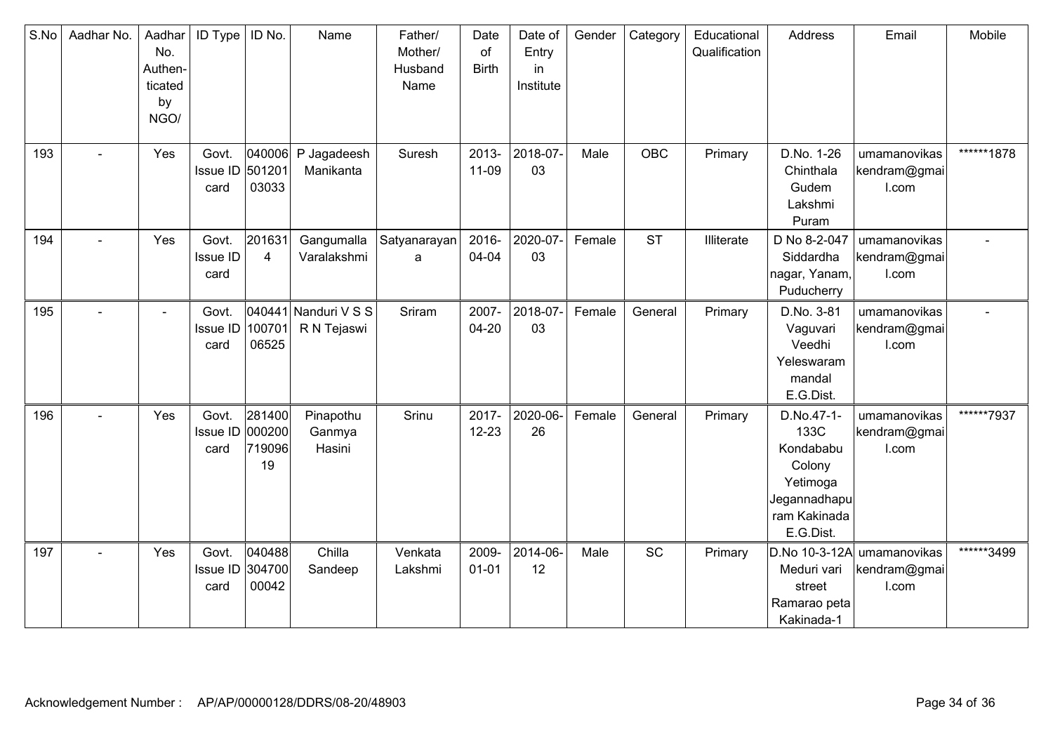| S.No | Aadhar No. | Aadhar No. Authen-ticated by NGO/ | ID Type | ID No. | Name | Father/ Mother/ Husband Name | Date of Birth | Date of Entry in Institute | Gender | Category | Educational Qualification | Address | Email | Mobile |
|---|---|---|---|---|---|---|---|---|---|---|---|---|---|---|
| 193 | - | Yes | Govt. Issue ID card | 04000650120103033 | P Jagadeesh Manikanta | Suresh | 2013-11-09 | 2018-07-03 | Male | OBC | Primary | D.No. 1-26 Chinthala Gudem Lakshmi Puram | umamanovikaskendram@gmail.com | ******1878 |
| 194 | - | Yes | Govt. Issue ID card | 2016314 | Gangumalla Varalakshmi | Satyanarayana | 2016-04-04 | 2020-07-03 | Female | ST | Illiterate | D No 8-2-047 Siddardha nagar, Yanam, Puducherry | umamanovikaskendram@gmail.com | - |
| 195 | - | - | Govt. Issue ID card | 04044110070106525 | Nanduri V S S R N Tejaswi | Sriram | 2007-04-20 | 2018-07-03 | Female | General | Primary | D.No. 3-81 Vaguvari Veedhi Yeleswaram mandal E.G.Dist. | umamanovikaskendram@gmail.com | - |
| 196 | - | Yes | Govt. Issue ID card | 28140000020071909619 | Pinapothu Ganmya Hasini | Srinu | 2017-12-23 | 2020-06-26 | Female | General | Primary | D.No.47-1-133C Kondababu Colony Yetimoga Jegannadhapuram Kakinada E.G.Dist. | umamanovikaskendram@gmail.com | ******7937 |
| 197 | - | Yes | Govt. Issue ID card | 04048830470000042 | Chilla Sandeep | Venkata Lakshmi | 2009-01-01 | 2014-06-12 | Male | SC | Primary | D.No 10-3-12A Meduri vari street Ramarao peta Kakinada-1 | umamanovikaskendram@gmail.com | ******3499 |

Acknowledgement Number : AP/AP/00000128/DDRS/08-20/48903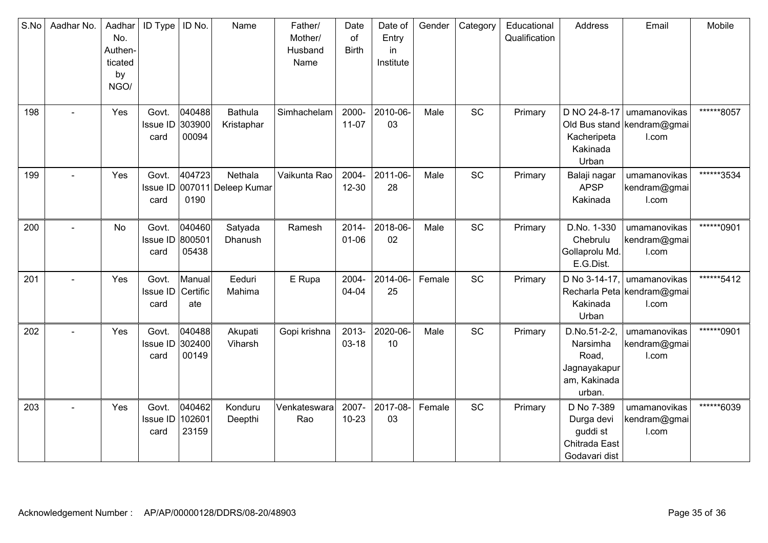| S.No | Aadhar No. | Aadhar No. Authen-ticated by NGO/ | ID Type | ID No. | Name | Father/ Mother/ Husband Name | Date of Birth | Date of Entry in Institute | Gender | Category | Educational Qualification | Address | Email | Mobile |
|---|---|---|---|---|---|---|---|---|---|---|---|---|---|---|
| 198 | - | Yes | Govt. Issue ID card | 04048830390000094 | Bathula Kristaphar | Simhachelam | 2000-11-07 | 2010-06-03 | Male | SC | Primary | D NO 24-8-17 Old Bus stand Kacheripeta Kakinada Urban | umamanovikaskendram@gmail.com | ******8057 |
| 199 | - | Yes | Govt. Issue ID card | 4047230070110190 | Nethala Deleep Kumar | Vaikunta Rao | 2004-12-30 | 2011-06-28 | Male | SC | Primary | Balaji nagar APSP Kakinada | umamanovikaskendram@gmail.com | ******3534 |
| 200 | - | No | Govt. Issue ID card | 04046080050105438 | Satyada Dhanush | Ramesh | 2014-01-06 | 2018-06-02 | Male | SC | Primary | D.No. 1-330 Chebrulu Gollaprolu Md. E.G.Dist. | umamanovikaskendram@gmail.com | ******0901 |
| 201 | - | Yes | Govt. Issue ID card | Manual Certificate | Eeduri Mahima | E Rupa | 2004-04-04 | 2014-06-25 | Female | SC | Primary | D No 3-14-17, Recharla Peta Kakinada Urban | umamanovikaskendram@gmail.com | ******5412 |
| 202 | - | Yes | Govt. Issue ID card | 04048830240000149 | Akupati Viharsh | Gopi krishna | 2013-03-18 | 2020-06-10 | Male | SC | Primary | D.No.51-2-2, Narsimha Road, Jagnayakapuram, Kakinada urban. | umamanovikaskendram@gmail.com | ******0901 |
| 203 | - | Yes | Govt. Issue ID card | 04046210260123159 | Konduru Deepthi | Venkateswara Rao | 2007-10-23 | 2017-08-03 | Female | SC | Primary | D No 7-389 Durga devi guddi st Chitrada East Godavari dist | umamanovikaskendram@gmail.com | ******6039 |

Acknowledgement Number : AP/AP/00000128/DDRS/08-20/48903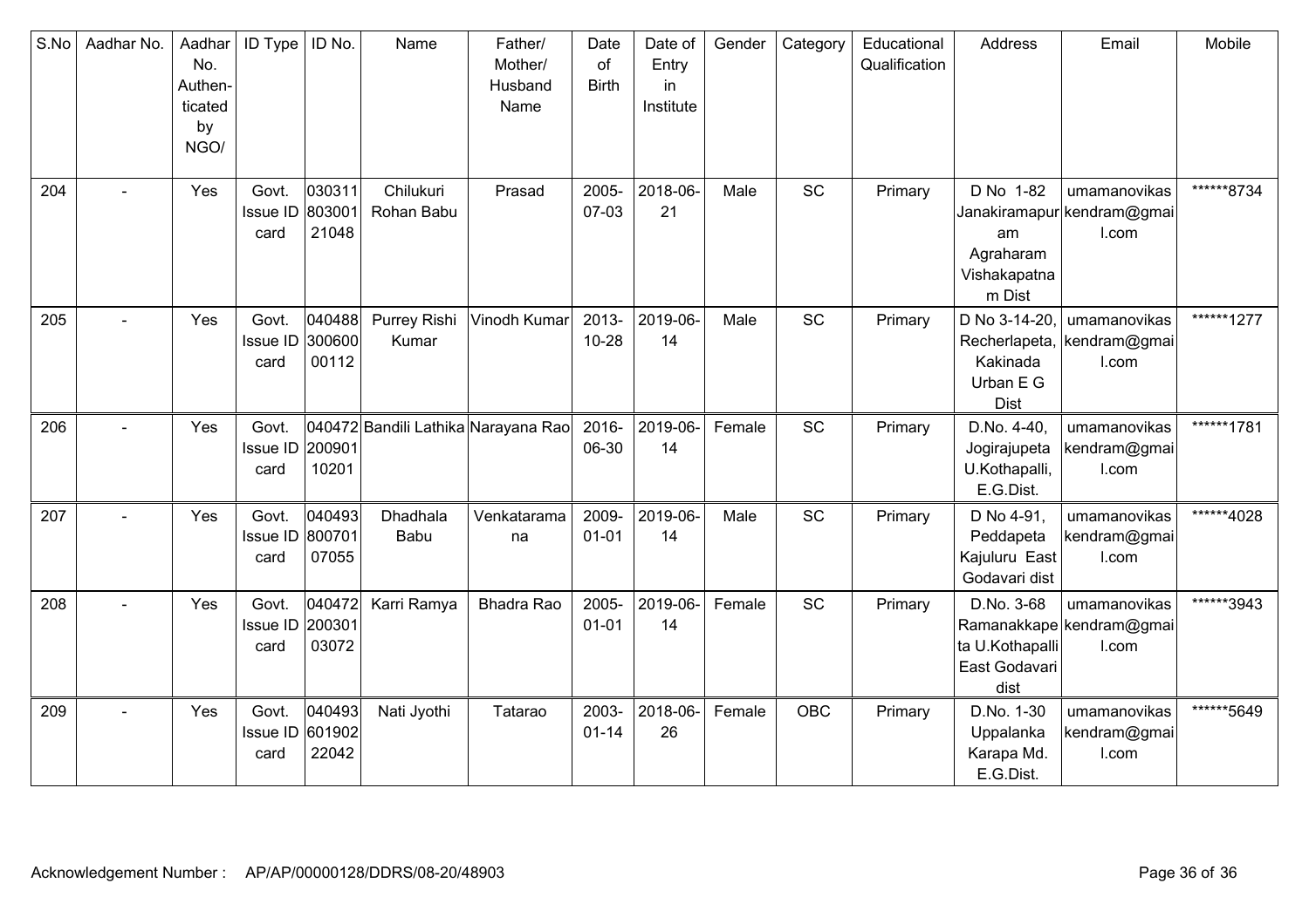| S.No | Aadhar No. | Aadhar No. Authen-ticated by NGO/ | ID Type | ID No. | Name | Father/ Mother/ Husband Name | Date of Birth | Date of Entry in Institute | Gender | Category | Educational Qualification | Address | Email | Mobile |
|---|---|---|---|---|---|---|---|---|---|---|---|---|---|---|
| 204 | - | Yes | Govt. Issue ID card | 03031180300121048 | Chilukuri Rohan Babu | Prasad | 2005-07-03 | 2018-06-21 | Male | SC | Primary | D No 1-82 Janakiramapuram Agraharam Vishakapatnam Dist | umamanovikaskendram@gmail.com | ******8734 |
| 205 | - | Yes | Govt. Issue ID card | 04048830060000112 | Purrey Rishi Kumar | Vinodh Kumar | 2013-10-28 | 2019-06-14 | Male | SC | Primary | D No 3-14-20, Recherlapeta, Kakinada Urban E G Dist | umamanovikaskendram@gmail.com | ******1277 |
| 206 | - | Yes | Govt. Issue ID card | 04047220090110201 | Bandili Lathika | Narayana Rao | 2016-06-30 | 2019-06-14 | Female | SC | Primary | D.No. 4-40, Jogirajupeta U.Kothapalli, E.G.Dist. | umamanovikaskendram@gmail.com | ******1781 |
| 207 | - | Yes | Govt. Issue ID card | 04049380070107055 | Dhadhala Babu | Venkataramana | 2009-01-01 | 2019-06-14 | Male | SC | Primary | D No 4-91, Peddapeta Kajuluru East Godavari dist | umamanovikaskendram@gmail.com | ******4028 |
| 208 | - | Yes | Govt. Issue ID card | 04047220030103072 | Karri Ramya | Bhadra Rao | 2005-01-01 | 2019-06-14 | Female | SC | Primary | D.No. 3-68 Ramanakkapeta U.Kothapalli East Godavari dist | umamanovikaskendram@gmail.com | ******3943 |
| 209 | - | Yes | Govt. Issue ID card | 04049360190222042 | Nati Jyothi | Tatarao | 2003-01-14 | 2018-06-26 | Female | OBC | Primary | D.No. 1-30 Uppalanka Karapa Md. E.G.Dist. | umamanovikaskendram@gmail.com | ******5649 |

Acknowledgement Number : AP/AP/00000128/DDRS/08-20/48903